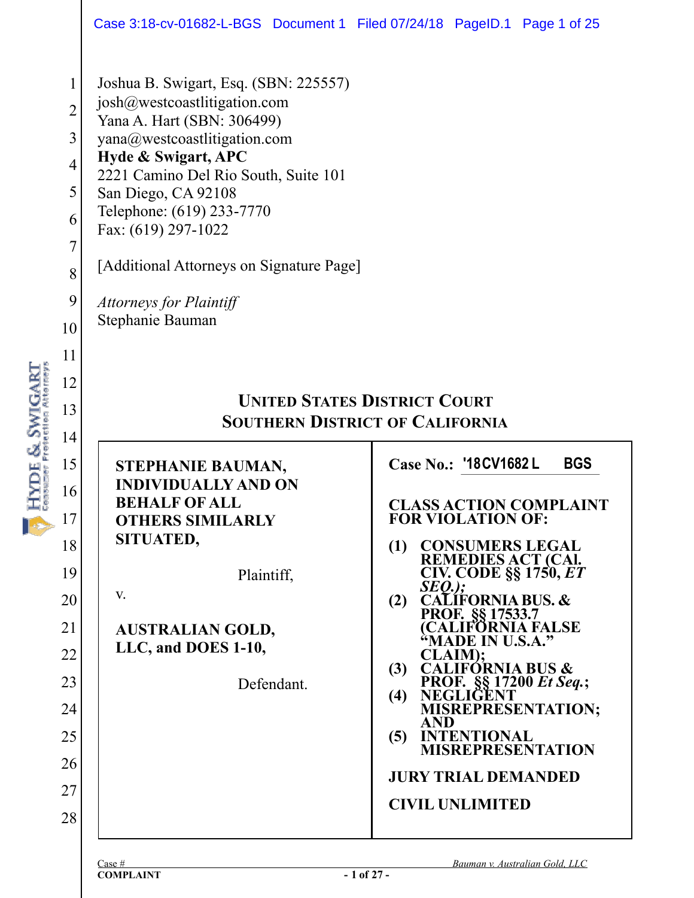Joshua B. Swigart, Esq. (SBN: 225557)
josh@westcoastlitigation.com
Yana A. Hart (SBN: 306499)
yana@westcoastlitigation.com
**Hyde & Swigart, APC**
2221 Camino Del Rio South, Suite 101
San Diego, CA 92108
Telephone: (619) 233-7770
Fax: (619) 297-1022

[Additional Attorneys on Signature Page]

*Attorneys for Plaintiff*
Stephanie Bauman

## UNITED STATES DISTRICT COURT
## SOUTHERN DISTRICT OF CALIFORNIA

| | |
|---|---|
| **STEPHANIE BAUMAN, INDIVIDUALLY AND ON BEHALF OF ALL OTHERS SIMILARLY SITUATED,**<br><br>Plaintiff,<br><br>v.<br><br>**AUSTRALIAN GOLD, LLC, and DOES 1-10,**<br><br>Defendant. | **Case No.:** '18CV1682 L BGS<br><br>**CLASS ACTION COMPLAINT FOR VIOLATION OF:**<br><br>**(1) CONSUMERS LEGAL REMEDIES ACT (CAL. CIV. CODE §§ 1750, *ET SEQ.*);**<br>**(2) CALIFORNIA BUS. & PROF. §§ 17533.7 (CALIFORNIA FALSE "MADE IN U.S.A." CLAIM);**<br>**(3) CALIFORNIA BUS & PROF. §§ 17200 *Et Seq.*;**<br>**(4) NEGLIGENT MISREPRESENTATION; AND**<br>**(5) INTENTIONAL MISREPRESENTATION**<br><br>**JURY TRIAL DEMANDED**<br><br>**CIVIL UNLIMITED** |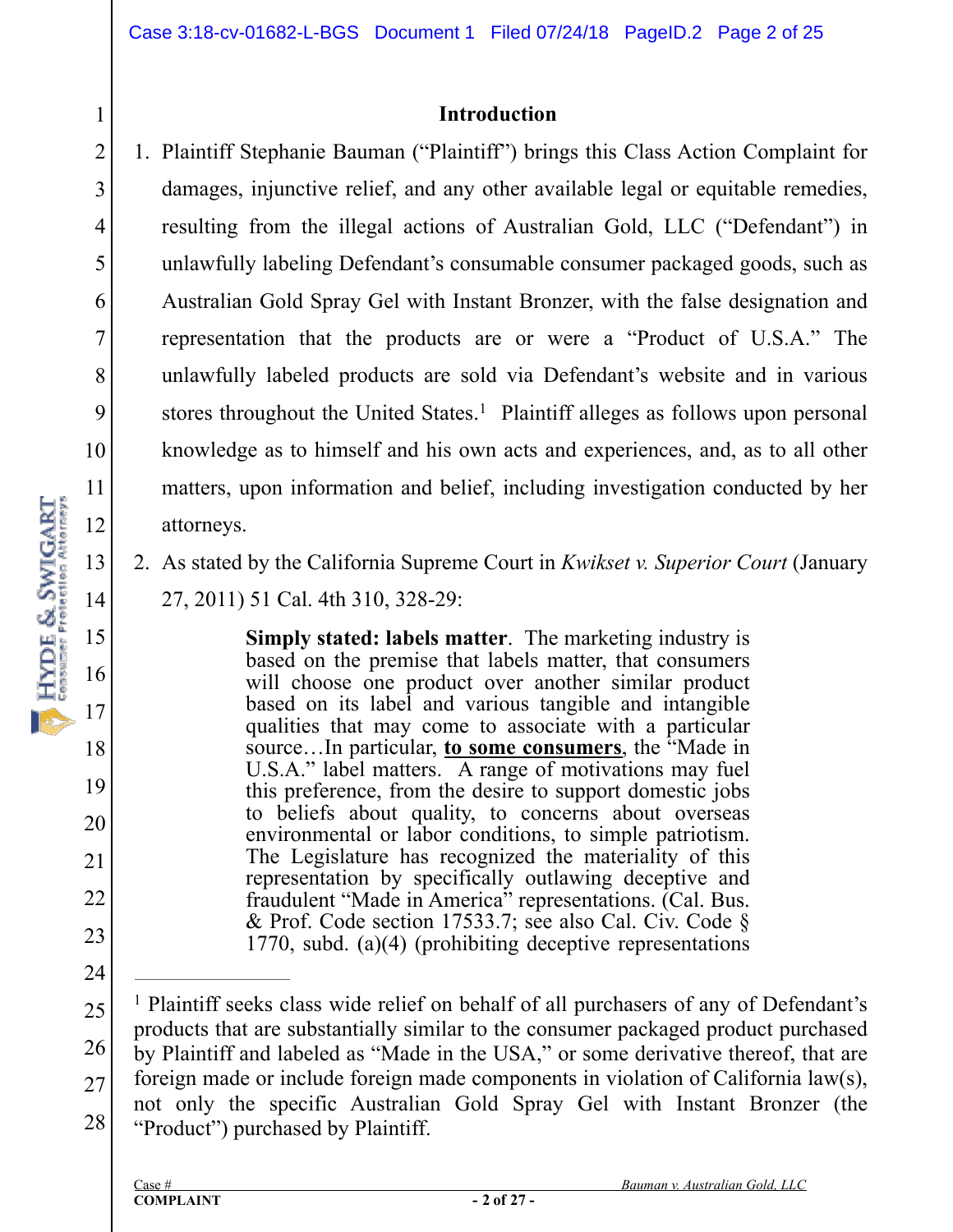## Introduction

1. Plaintiff Stephanie Bauman ("Plaintiff") brings this Class Action Complaint for damages, injunctive relief, and any other available legal or equitable remedies, resulting from the illegal actions of Australian Gold, LLC ("Defendant") in unlawfully labeling Defendant's consumable consumer packaged goods, such as Australian Gold Spray Gel with Instant Bronzer, with the false designation and representation that the products are or were a "Product of U.S.A." The unlawfully labeled products are sold via Defendant's website and in various stores throughout the United States.[1] Plaintiff alleges as follows upon personal knowledge as to himself and his own acts and experiences, and, as to all other matters, upon information and belief, including investigation conducted by her attorneys.

2. As stated by the California Supreme Court in *Kwikset v. Superior Court* (January 27, 2011) 51 Cal. 4th 310, 328-29:

> **Simply stated: labels matter**. The marketing industry is based on the premise that labels matter, that consumers will choose one product over another similar product based on its label and various tangible and intangible qualities that may come to associate with a particular source…In particular, **<u>to some consumers</u>**, the "Made in U.S.A." label matters. A range of motivations may fuel this preference, from the desire to support domestic jobs to beliefs about quality, to concerns about overseas environmental or labor conditions, to simple patriotism. The Legislature has recognized the materiality of this representation by specifically outlawing deceptive and fraudulent "Made in America" representations. (Cal. Bus. & Prof. Code section 17533.7; see also Cal. Civ. Code § 1770, subd. (a)(4) (prohibiting deceptive representations

---

[1] Plaintiff seeks class wide relief on behalf of all purchasers of any of Defendant's products that are substantially similar to the consumer packaged product purchased by Plaintiff and labeled as "Made in the USA," or some derivative thereof, that are foreign made or include foreign made components in violation of California law(s), not only the specific Australian Gold Spray Gel with Instant Bronzer (the "Product") purchased by Plaintiff.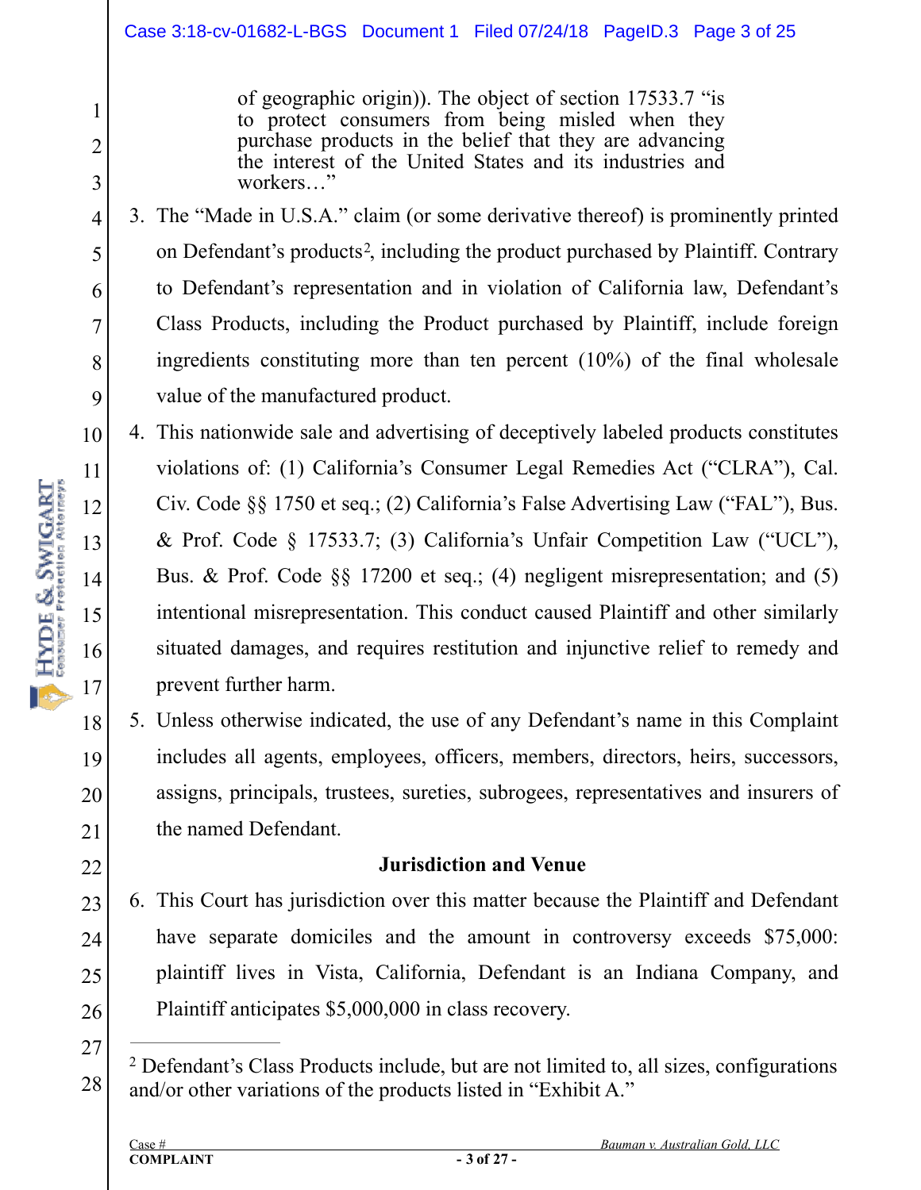of geographic origin)). The object of section 17533.7 "is to protect consumers from being misled when they purchase products in the belief that they are advancing the interest of the United States and its industries and workers…"

3. The "Made in U.S.A." claim (or some derivative thereof) is prominently printed on Defendant's products[2], including the product purchased by Plaintiff. Contrary to Defendant's representation and in violation of California law, Defendant's Class Products, including the Product purchased by Plaintiff, include foreign ingredients constituting more than ten percent (10%) of the final wholesale value of the manufactured product.

4. This nationwide sale and advertising of deceptively labeled products constitutes violations of: (1) California's Consumer Legal Remedies Act ("CLRA"), Cal. Civ. Code §§ 1750 et seq.; (2) California's False Advertising Law ("FAL"), Bus. & Prof. Code § 17533.7; (3) California's Unfair Competition Law ("UCL"), Bus. & Prof. Code §§ 17200 et seq.; (4) negligent misrepresentation; and (5) intentional misrepresentation. This conduct caused Plaintiff and other similarly situated damages, and requires restitution and injunctive relief to remedy and prevent further harm.

5. Unless otherwise indicated, the use of any Defendant's name in this Complaint includes all agents, employees, officers, members, directors, heirs, successors, assigns, principals, trustees, sureties, subrogees, representatives and insurers of the named Defendant.

## Jurisdiction and Venue

6. This Court has jurisdiction over this matter because the Plaintiff and Defendant have separate domiciles and the amount in controversy exceeds $75,000: plaintiff lives in Vista, California, Defendant is an Indiana Company, and Plaintiff anticipates $5,000,000 in class recovery.

---

[2] Defendant's Class Products include, but are not limited to, all sizes, configurations and/or other variations of the products listed in "Exhibit A."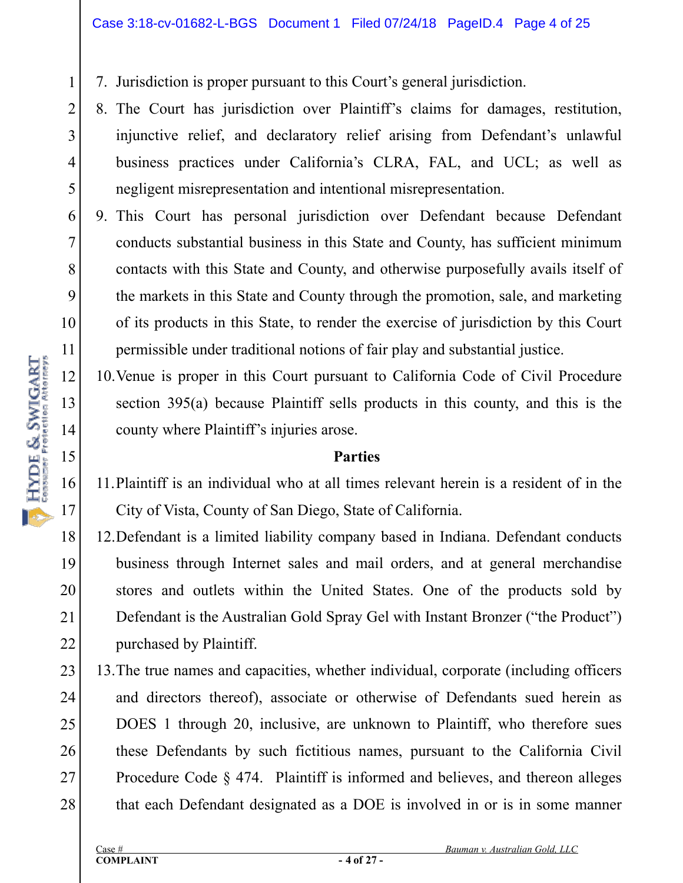7. Jurisdiction is proper pursuant to this Court's general jurisdiction.

8. The Court has jurisdiction over Plaintiff's claims for damages, restitution, injunctive relief, and declaratory relief arising from Defendant's unlawful business practices under California's CLRA, FAL, and UCL; as well as negligent misrepresentation and intentional misrepresentation.

9. This Court has personal jurisdiction over Defendant because Defendant conducts substantial business in this State and County, has sufficient minimum contacts with this State and County, and otherwise purposefully avails itself of the markets in this State and County through the promotion, sale, and marketing of its products in this State, to render the exercise of jurisdiction by this Court permissible under traditional notions of fair play and substantial justice.

10. Venue is proper in this Court pursuant to California Code of Civil Procedure section 395(a) because Plaintiff sells products in this county, and this is the county where Plaintiff's injuries arose.

**Parties**

11. Plaintiff is an individual who at all times relevant herein is a resident of in the City of Vista, County of San Diego, State of California.

12. Defendant is a limited liability company based in Indiana. Defendant conducts business through Internet sales and mail orders, and at general merchandise stores and outlets within the United States. One of the products sold by Defendant is the Australian Gold Spray Gel with Instant Bronzer ("the Product") purchased by Plaintiff.

13. The true names and capacities, whether individual, corporate (including officers and directors thereof), associate or otherwise of Defendants sued herein as DOES 1 through 20, inclusive, are unknown to Plaintiff, who therefore sues these Defendants by such fictitious names, pursuant to the California Civil Procedure Code § 474. Plaintiff is informed and believes, and thereon alleges that each Defendant designated as a DOE is involved in or is in some manner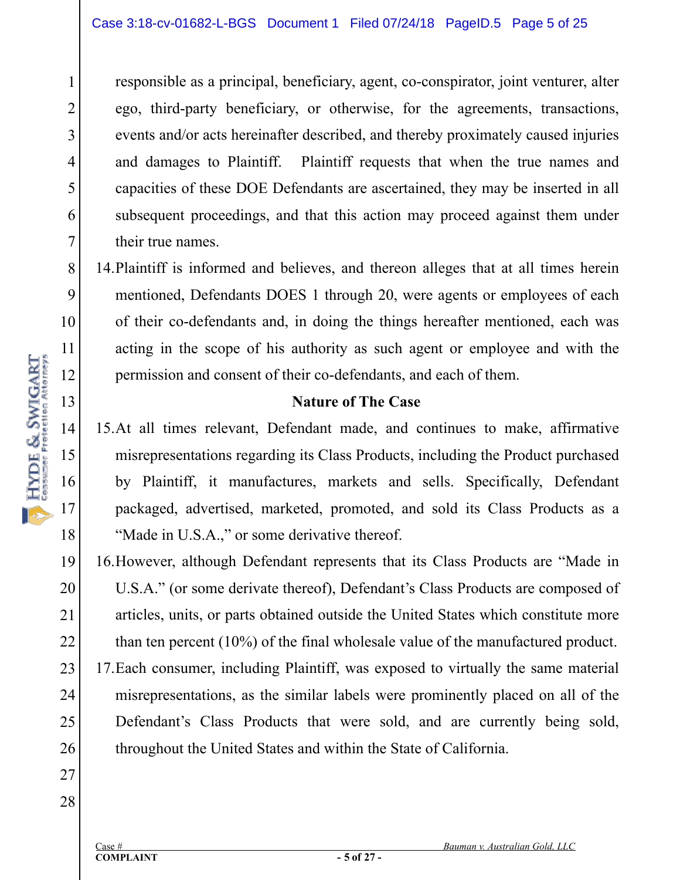responsible as a principal, beneficiary, agent, co-conspirator, joint venturer, alter ego, third-party beneficiary, or otherwise, for the agreements, transactions, events and/or acts hereinafter described, and thereby proximately caused injuries and damages to Plaintiff. Plaintiff requests that when the true names and capacities of these DOE Defendants are ascertained, they may be inserted in all subsequent proceedings, and that this action may proceed against them under their true names.

14. Plaintiff is informed and believes, and thereon alleges that at all times herein mentioned, Defendants DOES 1 through 20, were agents or employees of each of their co-defendants and, in doing the things hereafter mentioned, each was acting in the scope of his authority as such agent or employee and with the permission and consent of their co-defendants, and each of them.

## Nature of The Case

15. At all times relevant, Defendant made, and continues to make, affirmative misrepresentations regarding its Class Products, including the Product purchased by Plaintiff, it manufactures, markets and sells. Specifically, Defendant packaged, advertised, marketed, promoted, and sold its Class Products as a "Made in U.S.A.," or some derivative thereof.

16. However, although Defendant represents that its Class Products are "Made in U.S.A." (or some derivate thereof), Defendant's Class Products are composed of articles, units, or parts obtained outside the United States which constitute more than ten percent (10%) of the final wholesale value of the manufactured product.

17. Each consumer, including Plaintiff, was exposed to virtually the same material misrepresentations, as the similar labels were prominently placed on all of the Defendant's Class Products that were sold, and are currently being sold, throughout the United States and within the State of California.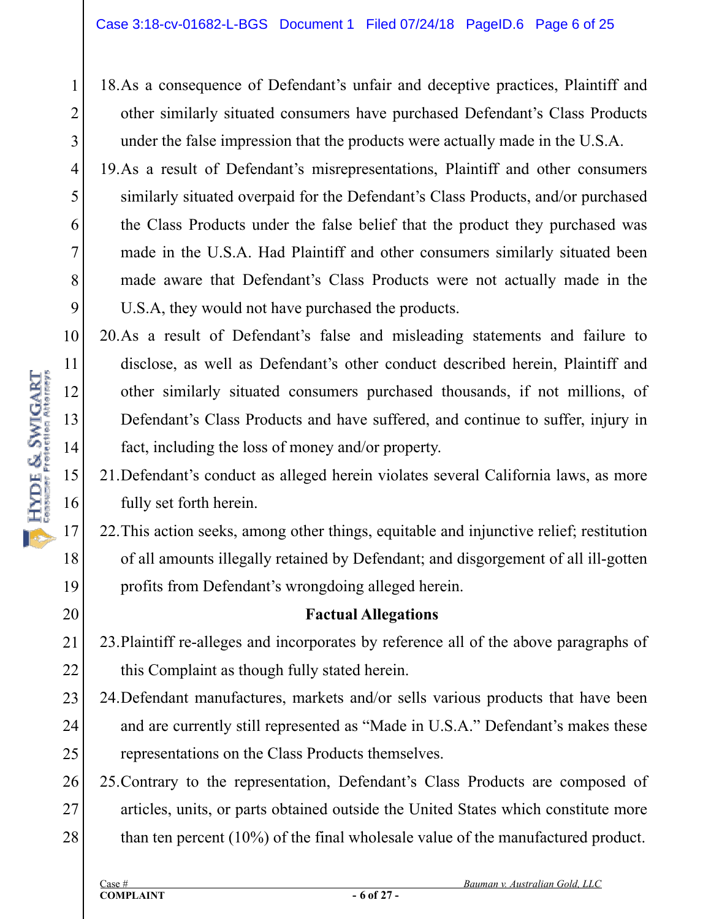18. As a consequence of Defendant's unfair and deceptive practices, Plaintiff and other similarly situated consumers have purchased Defendant's Class Products under the false impression that the products were actually made in the U.S.A.
19. As a result of Defendant's misrepresentations, Plaintiff and other consumers similarly situated overpaid for the Defendant's Class Products, and/or purchased the Class Products under the false belief that the product they purchased was made in the U.S.A. Had Plaintiff and other consumers similarly situated been made aware that Defendant's Class Products were not actually made in the U.S.A, they would not have purchased the products.
20. As a result of Defendant's false and misleading statements and failure to disclose, as well as Defendant's other conduct described herein, Plaintiff and other similarly situated consumers purchased thousands, if not millions, of Defendant's Class Products and have suffered, and continue to suffer, injury in fact, including the loss of money and/or property.
21. Defendant's conduct as alleged herein violates several California laws, as more fully set forth herein.
22. This action seeks, among other things, equitable and injunctive relief; restitution of all amounts illegally retained by Defendant; and disgorgement of all ill-gotten profits from Defendant's wrongdoing alleged herein.

**Factual Allegations**

23. Plaintiff re-alleges and incorporates by reference all of the above paragraphs of this Complaint as though fully stated herein.
24. Defendant manufactures, markets and/or sells various products that have been and are currently still represented as "Made in U.S.A." Defendant's makes these representations on the Class Products themselves.
25. Contrary to the representation, Defendant's Class Products are composed of articles, units, or parts obtained outside the United States which constitute more than ten percent (10%) of the final wholesale value of the manufactured product.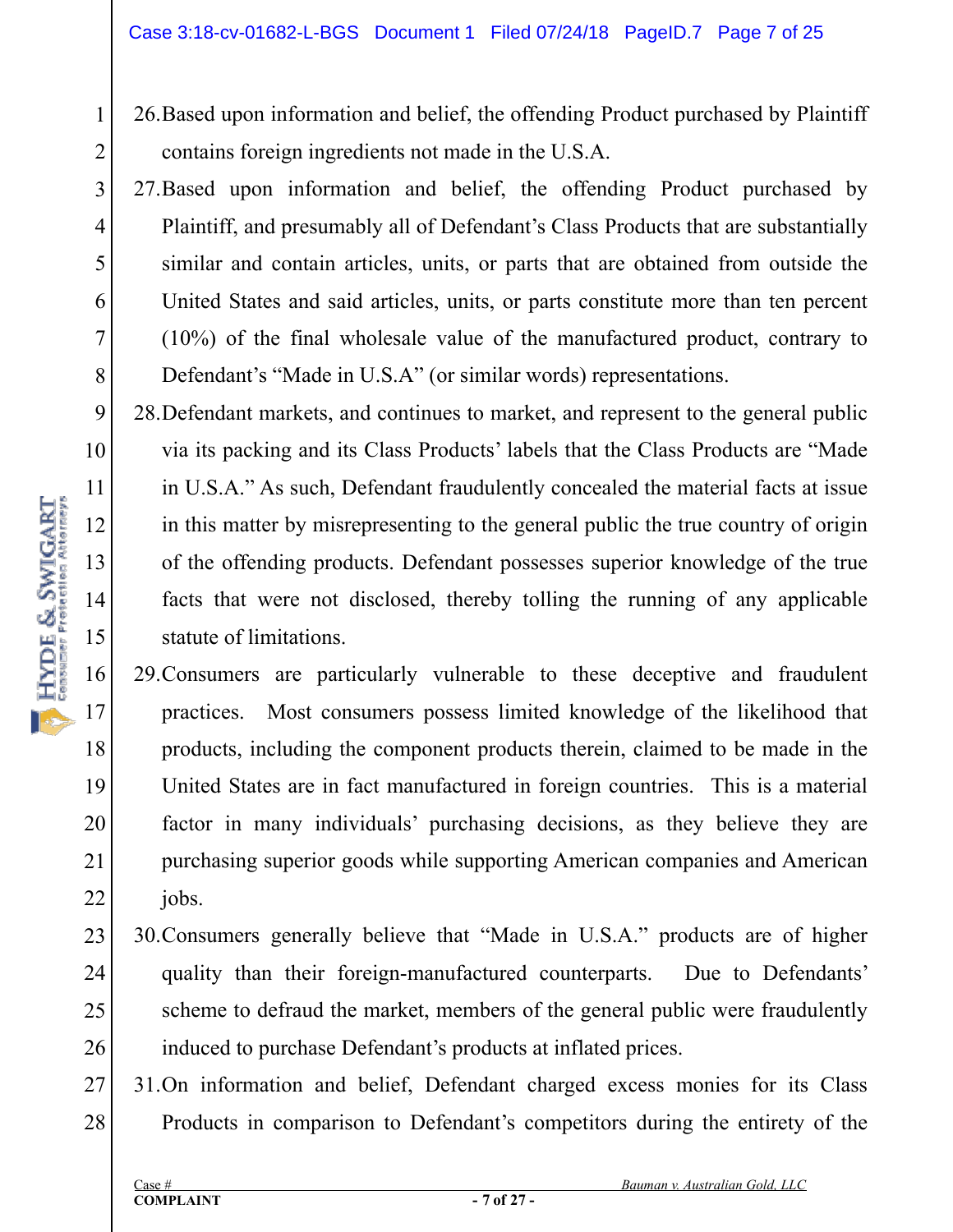26. Based upon information and belief, the offending Product purchased by Plaintiff contains foreign ingredients not made in the U.S.A.

27. Based upon information and belief, the offending Product purchased by Plaintiff, and presumably all of Defendant's Class Products that are substantially similar and contain articles, units, or parts that are obtained from outside the United States and said articles, units, or parts constitute more than ten percent (10%) of the final wholesale value of the manufactured product, contrary to Defendant's "Made in U.S.A" (or similar words) representations.

28. Defendant markets, and continues to market, and represent to the general public via its packing and its Class Products' labels that the Class Products are "Made in U.S.A." As such, Defendant fraudulently concealed the material facts at issue in this matter by misrepresenting to the general public the true country of origin of the offending products. Defendant possesses superior knowledge of the true facts that were not disclosed, thereby tolling the running of any applicable statute of limitations.

29. Consumers are particularly vulnerable to these deceptive and fraudulent practices. Most consumers possess limited knowledge of the likelihood that products, including the component products therein, claimed to be made in the United States are in fact manufactured in foreign countries. This is a material factor in many individuals' purchasing decisions, as they believe they are purchasing superior goods while supporting American companies and American jobs.

30. Consumers generally believe that "Made in U.S.A." products are of higher quality than their foreign-manufactured counterparts. Due to Defendants' scheme to defraud the market, members of the general public were fraudulently induced to purchase Defendant's products at inflated prices.

31. On information and belief, Defendant charged excess monies for its Class Products in comparison to Defendant's competitors during the entirety of the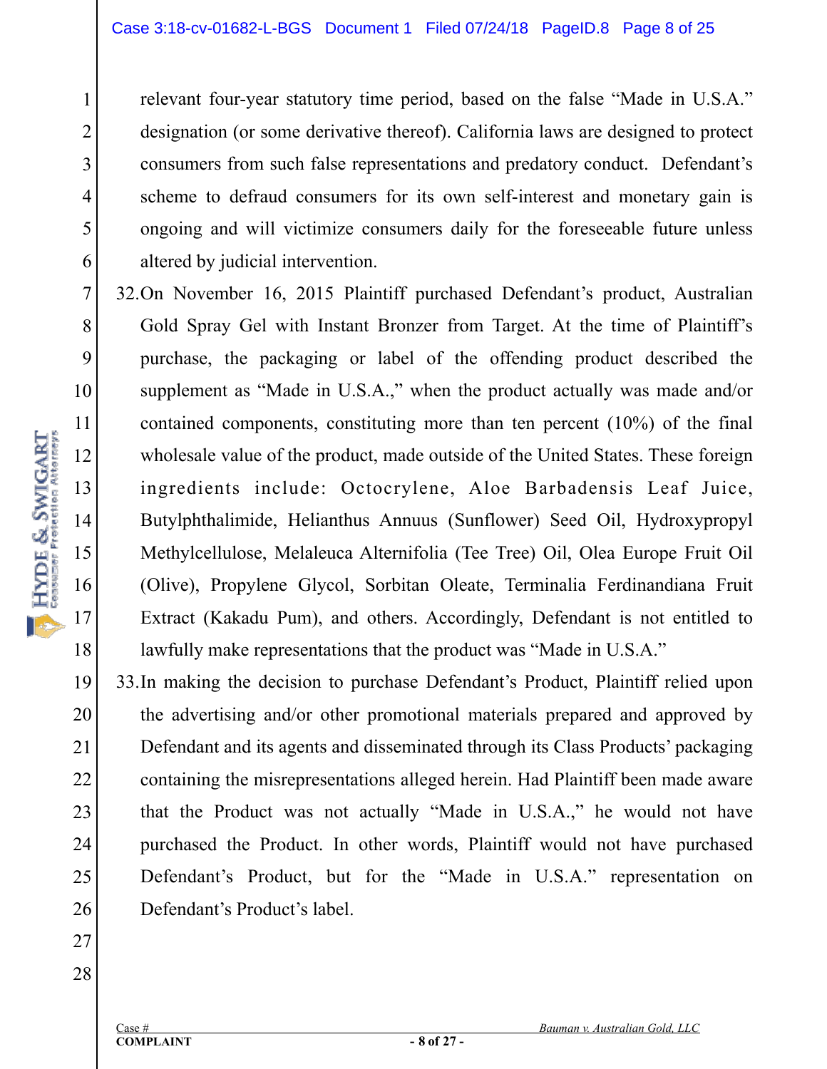relevant four-year statutory time period, based on the false "Made in U.S.A." designation (or some derivative thereof). California laws are designed to protect consumers from such false representations and predatory conduct. Defendant's scheme to defraud consumers for its own self-interest and monetary gain is ongoing and will victimize consumers daily for the foreseeable future unless altered by judicial intervention.

32. On November 16, 2015 Plaintiff purchased Defendant's product, Australian Gold Spray Gel with Instant Bronzer from Target. At the time of Plaintiff's purchase, the packaging or label of the offending product described the supplement as "Made in U.S.A.," when the product actually was made and/or contained components, constituting more than ten percent (10%) of the final wholesale value of the product, made outside of the United States. These foreign ingredients include: Octocrylene, Aloe Barbadensis Leaf Juice, Butylphthalimide, Helianthus Annuus (Sunflower) Seed Oil, Hydroxypropyl Methylcellulose, Melaleuca Alternifolia (Tee Tree) Oil, Olea Europe Fruit Oil (Olive), Propylene Glycol, Sorbitan Oleate, Terminalia Ferdinandiana Fruit Extract (Kakadu Pum), and others. Accordingly, Defendant is not entitled to lawfully make representations that the product was "Made in U.S.A."

33. In making the decision to purchase Defendant's Product, Plaintiff relied upon the advertising and/or other promotional materials prepared and approved by Defendant and its agents and disseminated through its Class Products' packaging containing the misrepresentations alleged herein. Had Plaintiff been made aware that the Product was not actually "Made in U.S.A.," he would not have purchased the Product. In other words, Plaintiff would not have purchased Defendant's Product, but for the "Made in U.S.A." representation on Defendant's Product's label.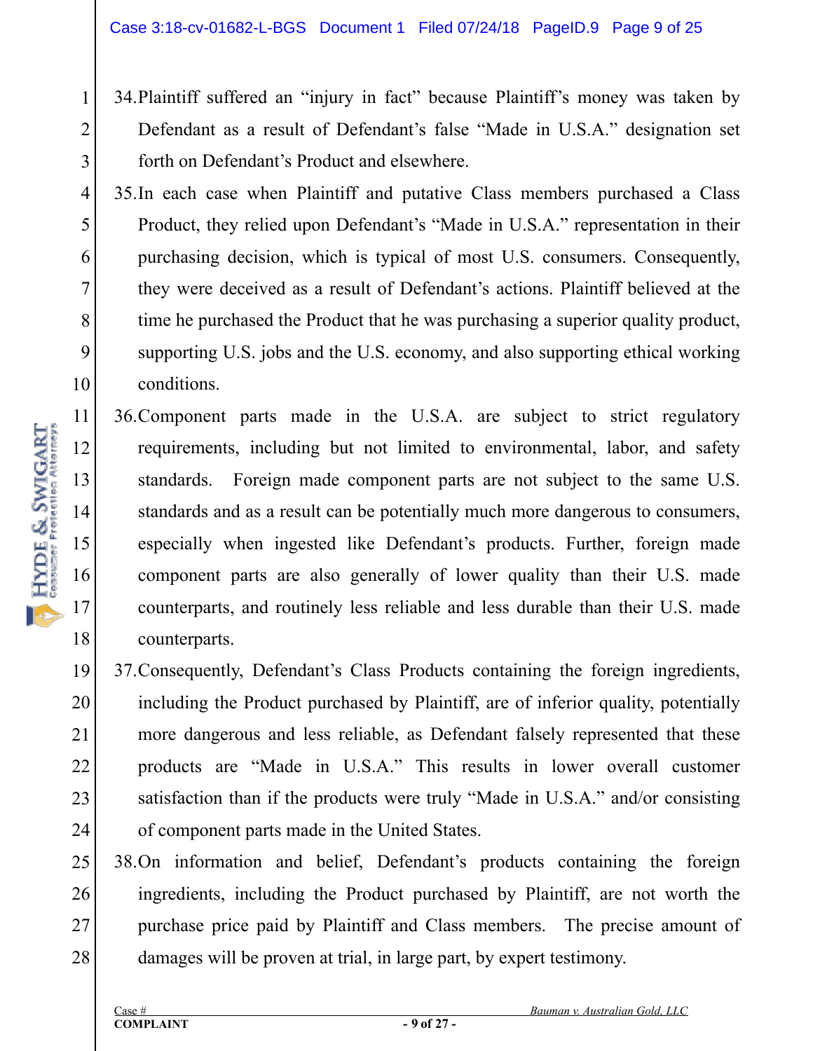34. Plaintiff suffered an "injury in fact" because Plaintiff's money was taken by Defendant as a result of Defendant's false "Made in U.S.A." designation set forth on Defendant's Product and elsewhere.

35. In each case when Plaintiff and putative Class members purchased a Class Product, they relied upon Defendant's "Made in U.S.A." representation in their purchasing decision, which is typical of most U.S. consumers. Consequently, they were deceived as a result of Defendant's actions. Plaintiff believed at the time he purchased the Product that he was purchasing a superior quality product, supporting U.S. jobs and the U.S. economy, and also supporting ethical working conditions.

36. Component parts made in the U.S.A. are subject to strict regulatory requirements, including but not limited to environmental, labor, and safety standards. Foreign made component parts are not subject to the same U.S. standards and as a result can be potentially much more dangerous to consumers, especially when ingested like Defendant's products. Further, foreign made component parts are also generally of lower quality than their U.S. made counterparts, and routinely less reliable and less durable than their U.S. made counterparts.

37. Consequently, Defendant's Class Products containing the foreign ingredients, including the Product purchased by Plaintiff, are of inferior quality, potentially more dangerous and less reliable, as Defendant falsely represented that these products are "Made in U.S.A." This results in lower overall customer satisfaction than if the products were truly "Made in U.S.A." and/or consisting of component parts made in the United States.

38. On information and belief, Defendant's products containing the foreign ingredients, including the Product purchased by Plaintiff, are not worth the purchase price paid by Plaintiff and Class members. The precise amount of damages will be proven at trial, in large part, by expert testimony.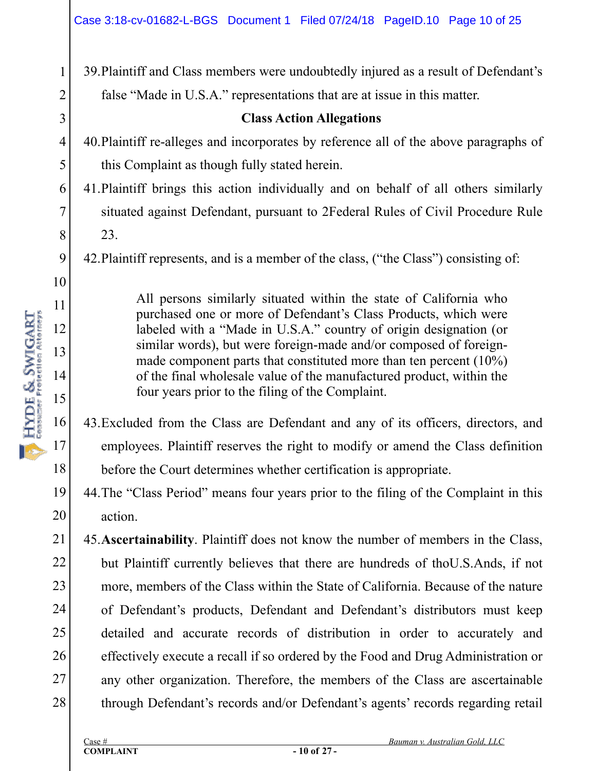39. Plaintiff and Class members were undoubtedly injured as a result of Defendant's false "Made in U.S.A." representations that are at issue in this matter.

## Class Action Allegations

40. Plaintiff re-alleges and incorporates by reference all of the above paragraphs of this Complaint as though fully stated herein.

41. Plaintiff brings this action individually and on behalf of all others similarly situated against Defendant, pursuant to 2Federal Rules of Civil Procedure Rule 23.

42. Plaintiff represents, and is a member of the class, ("the Class") consisting of:

> All persons similarly situated within the state of California who purchased one or more of Defendant's Class Products, which were labeled with a "Made in U.S.A." country of origin designation (or similar words), but were foreign-made and/or composed of foreign-made component parts that constituted more than ten percent (10%) of the final wholesale value of the manufactured product, within the four years prior to the filing of the Complaint.

43. Excluded from the Class are Defendant and any of its officers, directors, and employees. Plaintiff reserves the right to modify or amend the Class definition before the Court determines whether certification is appropriate.

44. The "Class Period" means four years prior to the filing of the Complaint in this action.

45. **Ascertainability**. Plaintiff does not know the number of members in the Class, but Plaintiff currently believes that there are hundreds of thoU.S.Ands, if not more, members of the Class within the State of California. Because of the nature of Defendant's products, Defendant and Defendant's distributors must keep detailed and accurate records of distribution in order to accurately and effectively execute a recall if so ordered by the Food and Drug Administration or any other organization. Therefore, the members of the Class are ascertainable through Defendant's records and/or Defendant's agents' records regarding retail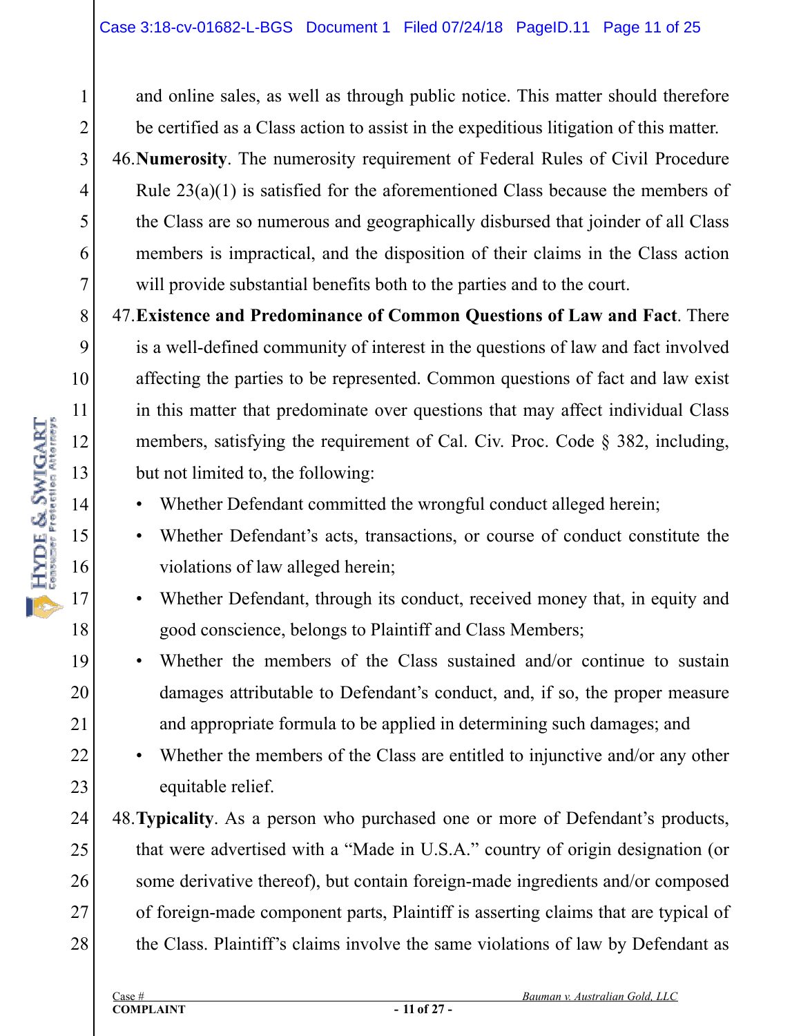and online sales, as well as through public notice. This matter should therefore be certified as a Class action to assist in the expeditious litigation of this matter.

46. **Numerosity**. The numerosity requirement of Federal Rules of Civil Procedure Rule 23(a)(1) is satisfied for the aforementioned Class because the members of the Class are so numerous and geographically disbursed that joinder of all Class members is impractical, and the disposition of their claims in the Class action will provide substantial benefits both to the parties and to the court.

47. **Existence and Predominance of Common Questions of Law and Fact**. There is a well-defined community of interest in the questions of law and fact involved affecting the parties to be represented. Common questions of fact and law exist in this matter that predominate over questions that may affect individual Class members, satisfying the requirement of Cal. Civ. Proc. Code § 382, including, but not limited to, the following:

- Whether Defendant committed the wrongful conduct alleged herein;
- Whether Defendant's acts, transactions, or course of conduct constitute the violations of law alleged herein;
- Whether Defendant, through its conduct, received money that, in equity and good conscience, belongs to Plaintiff and Class Members;
- Whether the members of the Class sustained and/or continue to sustain damages attributable to Defendant's conduct, and, if so, the proper measure and appropriate formula to be applied in determining such damages; and
- Whether the members of the Class are entitled to injunctive and/or any other equitable relief.

48. **Typicality**. As a person who purchased one or more of Defendant's products, that were advertised with a "Made in U.S.A." country of origin designation (or some derivative thereof), but contain foreign-made ingredients and/or composed of foreign-made component parts, Plaintiff is asserting claims that are typical of the Class. Plaintiff's claims involve the same violations of law by Defendant as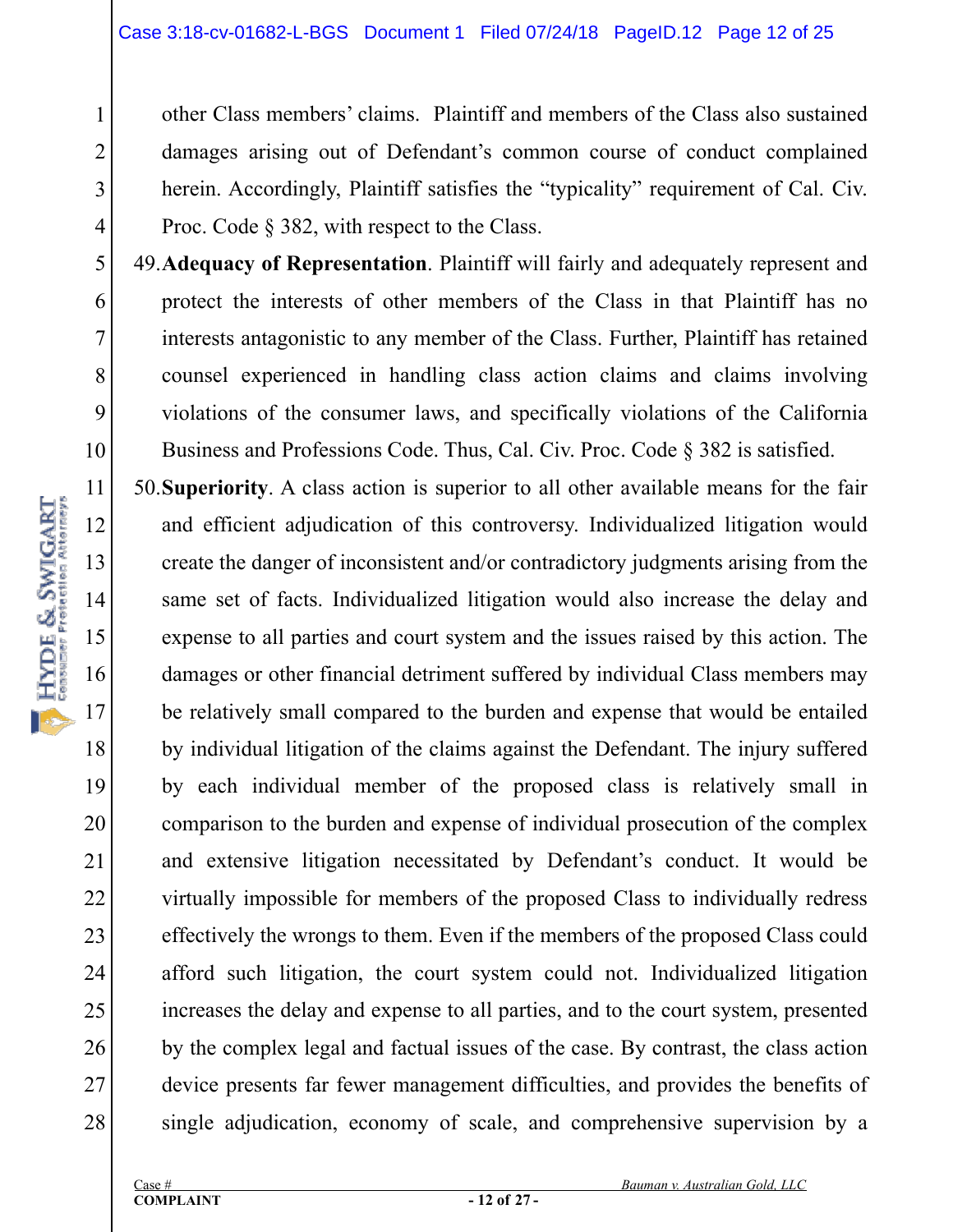other Class members' claims. Plaintiff and members of the Class also sustained damages arising out of Defendant's common course of conduct complained herein. Accordingly, Plaintiff satisfies the "typicality" requirement of Cal. Civ. Proc. Code § 382, with respect to the Class.

49. **Adequacy of Representation**. Plaintiff will fairly and adequately represent and protect the interests of other members of the Class in that Plaintiff has no interests antagonistic to any member of the Class. Further, Plaintiff has retained counsel experienced in handling class action claims and claims involving violations of the consumer laws, and specifically violations of the California Business and Professions Code. Thus, Cal. Civ. Proc. Code § 382 is satisfied.

50. **Superiority**. A class action is superior to all other available means for the fair and efficient adjudication of this controversy. Individualized litigation would create the danger of inconsistent and/or contradictory judgments arising from the same set of facts. Individualized litigation would also increase the delay and expense to all parties and court system and the issues raised by this action. The damages or other financial detriment suffered by individual Class members may be relatively small compared to the burden and expense that would be entailed by individual litigation of the claims against the Defendant. The injury suffered by each individual member of the proposed class is relatively small in comparison to the burden and expense of individual prosecution of the complex and extensive litigation necessitated by Defendant's conduct. It would be virtually impossible for members of the proposed Class to individually redress effectively the wrongs to them. Even if the members of the proposed Class could afford such litigation, the court system could not. Individualized litigation increases the delay and expense to all parties, and to the court system, presented by the complex legal and factual issues of the case. By contrast, the class action device presents far fewer management difficulties, and provides the benefits of single adjudication, economy of scale, and comprehensive supervision by a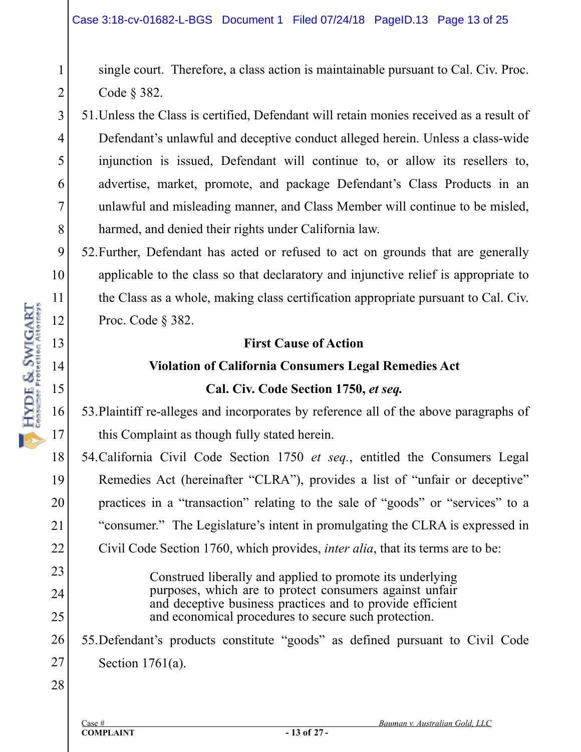single court. Therefore, a class action is maintainable pursuant to Cal. Civ. Proc. Code § 382.

51. Unless the Class is certified, Defendant will retain monies received as a result of Defendant's unlawful and deceptive conduct alleged herein. Unless a class-wide injunction is issued, Defendant will continue to, or allow its resellers to, advertise, market, promote, and package Defendant's Class Products in an unlawful and misleading manner, and Class Member will continue to be misled, harmed, and denied their rights under California law.

52. Further, Defendant has acted or refused to act on grounds that are generally applicable to the class so that declaratory and injunctive relief is appropriate to the Class as a whole, making class certification appropriate pursuant to Cal. Civ. Proc. Code § 382.

**First Cause of Action**

**Violation of California Consumers Legal Remedies Act**

**Cal. Civ. Code Section 1750, *et seq.***

53. Plaintiff re-alleges and incorporates by reference all of the above paragraphs of this Complaint as though fully stated herein.

54. California Civil Code Section 1750 *et seq.*, entitled the Consumers Legal Remedies Act (hereinafter "CLRA"), provides a list of "unfair or deceptive" practices in a "transaction" relating to the sale of "goods" or "services" to a "consumer." The Legislature's intent in promulgating the CLRA is expressed in Civil Code Section 1760, which provides, *inter alia*, that its terms are to be:

> Construed liberally and applied to promote its underlying purposes, which are to protect consumers against unfair and deceptive business practices and to provide efficient and economical procedures to secure such protection.

55. Defendant's products constitute "goods" as defined pursuant to Civil Code Section 1761(a).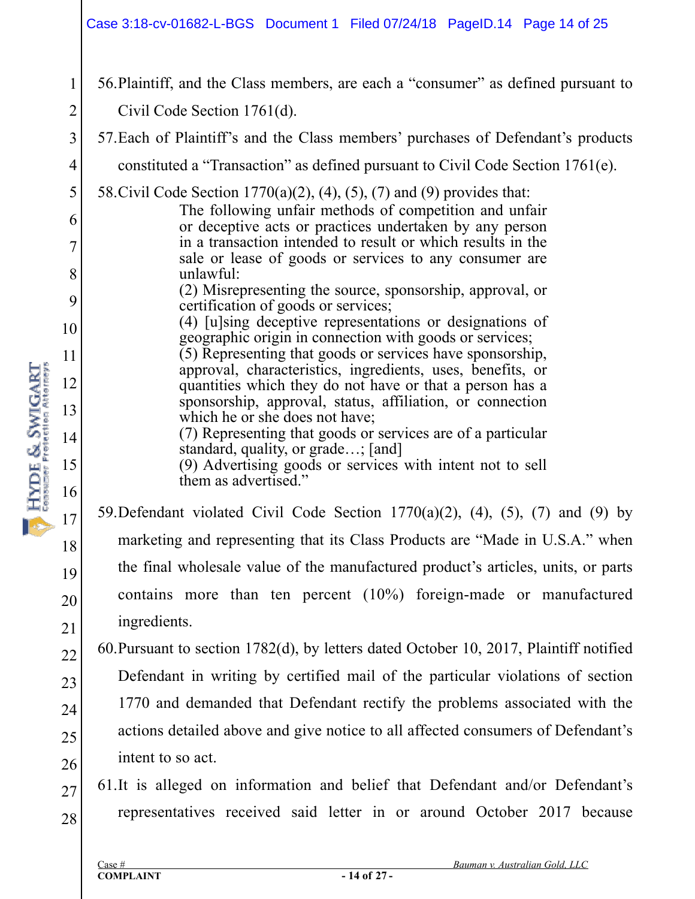56. Plaintiff, and the Class members, are each a "consumer" as defined pursuant to Civil Code Section 1761(d).

57. Each of Plaintiff's and the Class members' purchases of Defendant's products constituted a "Transaction" as defined pursuant to Civil Code Section 1761(e).

58. Civil Code Section 1770(a)(2), (4), (5), (7) and (9) provides that:

> The following unfair methods of competition and unfair or deceptive acts or practices undertaken by any person in a transaction intended to result or which results in the sale or lease of goods or services to any consumer are unlawful:
>
> (2) Misrepresenting the source, sponsorship, approval, or certification of goods or services;
>
> (4) [u]sing deceptive representations or designations of geographic origin in connection with goods or services;
>
> (5) Representing that goods or services have sponsorship, approval, characteristics, ingredients, uses, benefits, or quantities which they do not have or that a person has a sponsorship, approval, status, affiliation, or connection which he or she does not have;
>
> (7) Representing that goods or services are of a particular standard, quality, or grade…; [and]
>
> (9) Advertising goods or services with intent not to sell them as advertised."

59. Defendant violated Civil Code Section 1770(a)(2), (4), (5), (7) and (9) by marketing and representing that its Class Products are "Made in U.S.A." when the final wholesale value of the manufactured product's articles, units, or parts contains more than ten percent (10%) foreign-made or manufactured ingredients.

60. Pursuant to section 1782(d), by letters dated October 10, 2017, Plaintiff notified Defendant in writing by certified mail of the particular violations of section 1770 and demanded that Defendant rectify the problems associated with the actions detailed above and give notice to all affected consumers of Defendant's intent to so act.

61. It is alleged on information and belief that Defendant and/or Defendant's representatives received said letter in or around October 2017 because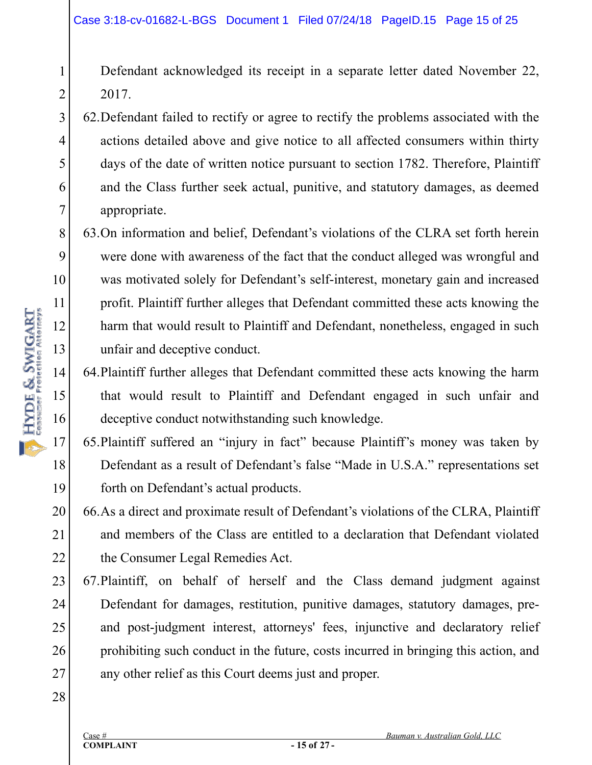Defendant acknowledged its receipt in a separate letter dated November 22, 2017.

62. Defendant failed to rectify or agree to rectify the problems associated with the actions detailed above and give notice to all affected consumers within thirty days of the date of written notice pursuant to section 1782. Therefore, Plaintiff and the Class further seek actual, punitive, and statutory damages, as deemed appropriate.

63. On information and belief, Defendant's violations of the CLRA set forth herein were done with awareness of the fact that the conduct alleged was wrongful and was motivated solely for Defendant's self-interest, monetary gain and increased profit. Plaintiff further alleges that Defendant committed these acts knowing the harm that would result to Plaintiff and Defendant, nonetheless, engaged in such unfair and deceptive conduct.

64. Plaintiff further alleges that Defendant committed these acts knowing the harm that would result to Plaintiff and Defendant engaged in such unfair and deceptive conduct notwithstanding such knowledge.

65. Plaintiff suffered an "injury in fact" because Plaintiff's money was taken by Defendant as a result of Defendant's false "Made in U.S.A." representations set forth on Defendant's actual products.

66. As a direct and proximate result of Defendant's violations of the CLRA, Plaintiff and members of the Class are entitled to a declaration that Defendant violated the Consumer Legal Remedies Act.

67. Plaintiff, on behalf of herself and the Class demand judgment against Defendant for damages, restitution, punitive damages, statutory damages, pre- and post-judgment interest, attorneys' fees, injunctive and declaratory relief prohibiting such conduct in the future, costs incurred in bringing this action, and any other relief as this Court deems just and proper.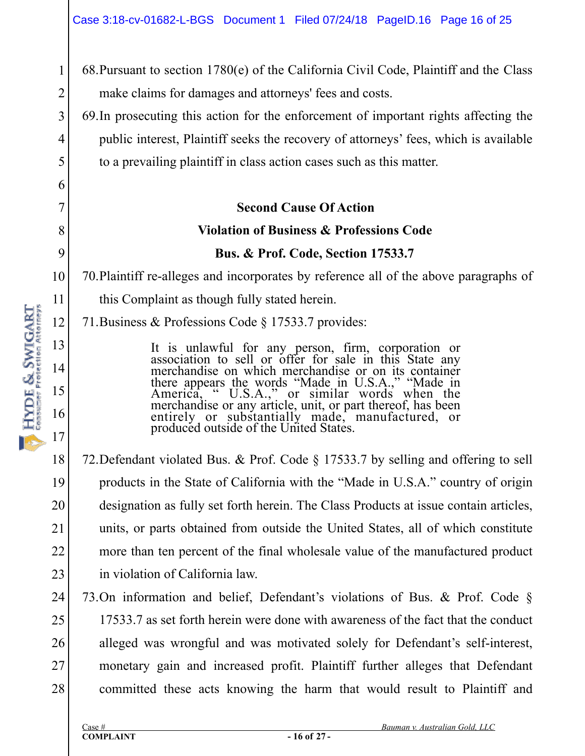68. Pursuant to section 1780(e) of the California Civil Code, Plaintiff and the Class make claims for damages and attorneys' fees and costs.

69. In prosecuting this action for the enforcement of important rights affecting the public interest, Plaintiff seeks the recovery of attorneys' fees, which is available to a prevailing plaintiff in class action cases such as this matter.

**Second Cause Of Action**

**Violation of Business & Professions Code**

**Bus. & Prof. Code, Section 17533.7**

70. Plaintiff re-alleges and incorporates by reference all of the above paragraphs of this Complaint as though fully stated herein.

71. Business & Professions Code § 17533.7 provides:

> It is unlawful for any person, firm, corporation or association to sell or offer for sale in this State any merchandise on which merchandise or on its container there appears the words "Made in U.S.A.," "Made in America, " U.S.A.," or similar words when the merchandise or any article, unit, or part thereof, has been entirely or substantially made, manufactured, or produced outside of the United States.

72. Defendant violated Bus. & Prof. Code § 17533.7 by selling and offering to sell products in the State of California with the "Made in U.S.A." country of origin designation as fully set forth herein. The Class Products at issue contain articles, units, or parts obtained from outside the United States, all of which constitute more than ten percent of the final wholesale value of the manufactured product in violation of California law.

73. On information and belief, Defendant's violations of Bus. & Prof. Code § 17533.7 as set forth herein were done with awareness of the fact that the conduct alleged was wrongful and was motivated solely for Defendant's self-interest, monetary gain and increased profit. Plaintiff further alleges that Defendant committed these acts knowing the harm that would result to Plaintiff and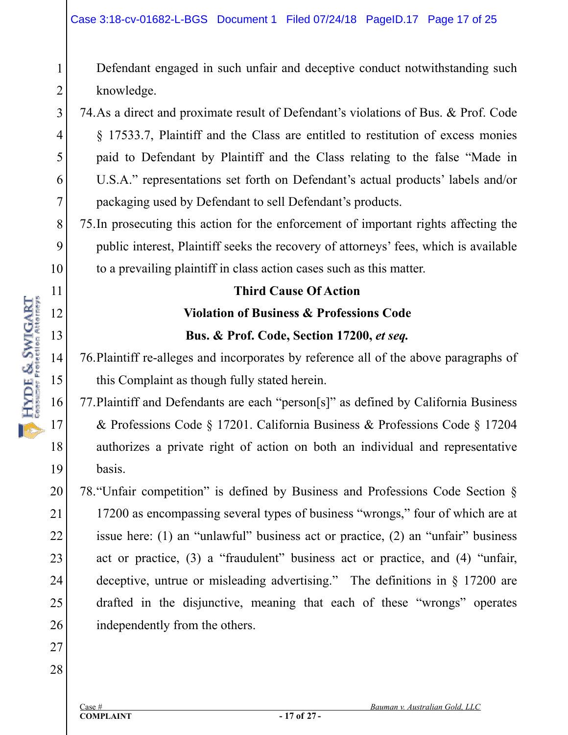Defendant engaged in such unfair and deceptive conduct notwithstanding such knowledge.

74. As a direct and proximate result of Defendant's violations of Bus. & Prof. Code § 17533.7, Plaintiff and the Class are entitled to restitution of excess monies paid to Defendant by Plaintiff and the Class relating to the false "Made in U.S.A." representations set forth on Defendant's actual products' labels and/or packaging used by Defendant to sell Defendant's products.

75. In prosecuting this action for the enforcement of important rights affecting the public interest, Plaintiff seeks the recovery of attorneys' fees, which is available to a prevailing plaintiff in class action cases such as this matter.

**Third Cause Of Action**

**Violation of Business & Professions Code**

**Bus. & Prof. Code, Section 17200, *et seq.***

76. Plaintiff re-alleges and incorporates by reference all of the above paragraphs of this Complaint as though fully stated herein.

77. Plaintiff and Defendants are each "person[s]" as defined by California Business & Professions Code § 17201. California Business & Professions Code § 17204 authorizes a private right of action on both an individual and representative basis.

78. "Unfair competition" is defined by Business and Professions Code Section § 17200 as encompassing several types of business "wrongs," four of which are at issue here: (1) an "unlawful" business act or practice, (2) an "unfair" business act or practice, (3) a "fraudulent" business act or practice, and (4) "unfair, deceptive, untrue or misleading advertising." The definitions in § 17200 are drafted in the disjunctive, meaning that each of these "wrongs" operates independently from the others.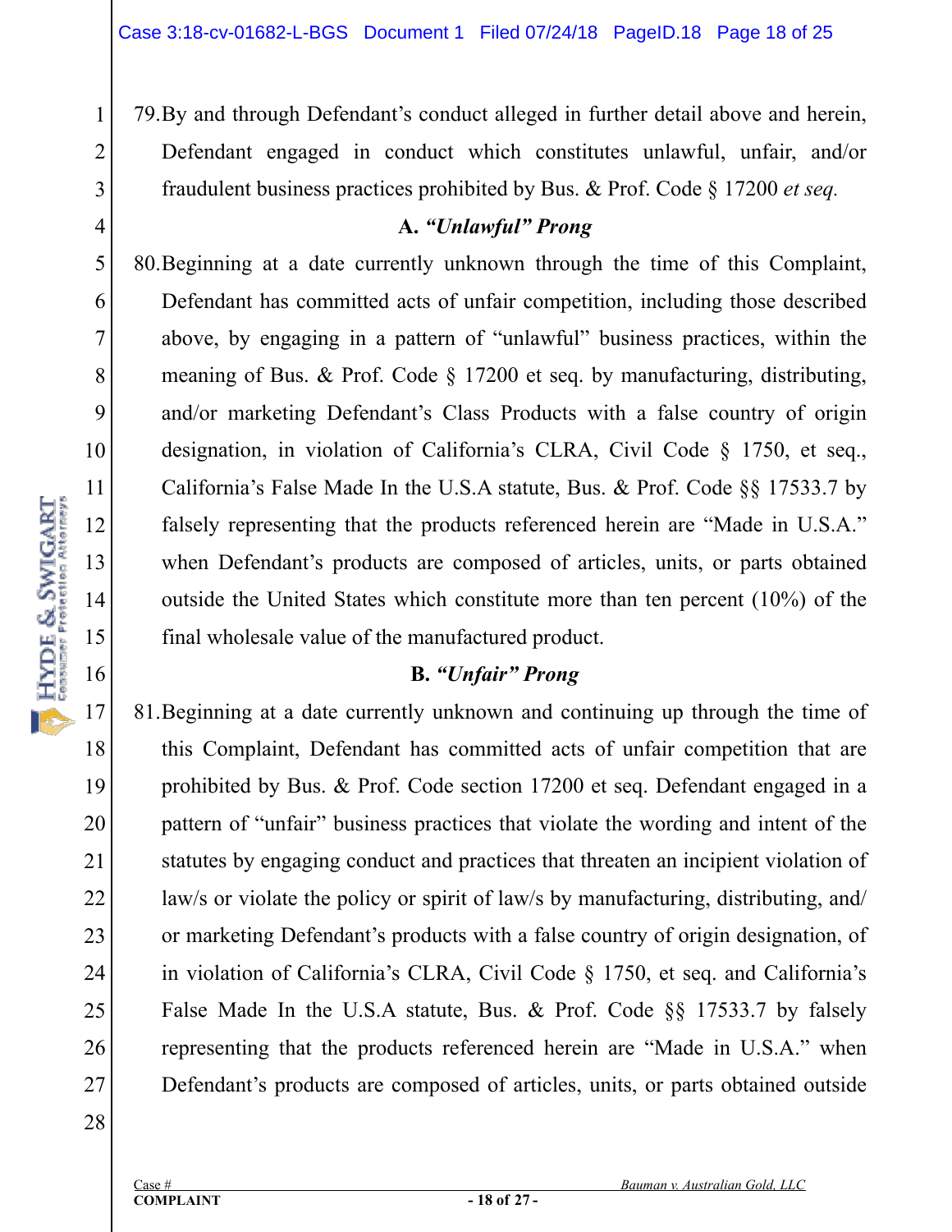79. By and through Defendant's conduct alleged in further detail above and herein, Defendant engaged in conduct which constitutes unlawful, unfair, and/or fraudulent business practices prohibited by Bus. & Prof. Code § 17200 *et seq.*

**A. *"Unlawful" Prong***

80. Beginning at a date currently unknown through the time of this Complaint, Defendant has committed acts of unfair competition, including those described above, by engaging in a pattern of "unlawful" business practices, within the meaning of Bus. & Prof. Code § 17200 et seq. by manufacturing, distributing, and/or marketing Defendant's Class Products with a false country of origin designation, in violation of California's CLRA, Civil Code § 1750, et seq., California's False Made In the U.S.A statute, Bus. & Prof. Code §§ 17533.7 by falsely representing that the products referenced herein are "Made in U.S.A." when Defendant's products are composed of articles, units, or parts obtained outside the United States which constitute more than ten percent (10%) of the final wholesale value of the manufactured product.

**B. *"Unfair" Prong***

81. Beginning at a date currently unknown and continuing up through the time of this Complaint, Defendant has committed acts of unfair competition that are prohibited by Bus. & Prof. Code section 17200 et seq. Defendant engaged in a pattern of "unfair" business practices that violate the wording and intent of the statutes by engaging conduct and practices that threaten an incipient violation of law/s or violate the policy or spirit of law/s by manufacturing, distributing, and/or marketing Defendant's products with a false country of origin designation, of in violation of California's CLRA, Civil Code § 1750, et seq. and California's False Made In the U.S.A statute, Bus. & Prof. Code §§ 17533.7 by falsely representing that the products referenced herein are "Made in U.S.A." when Defendant's products are composed of articles, units, or parts obtained outside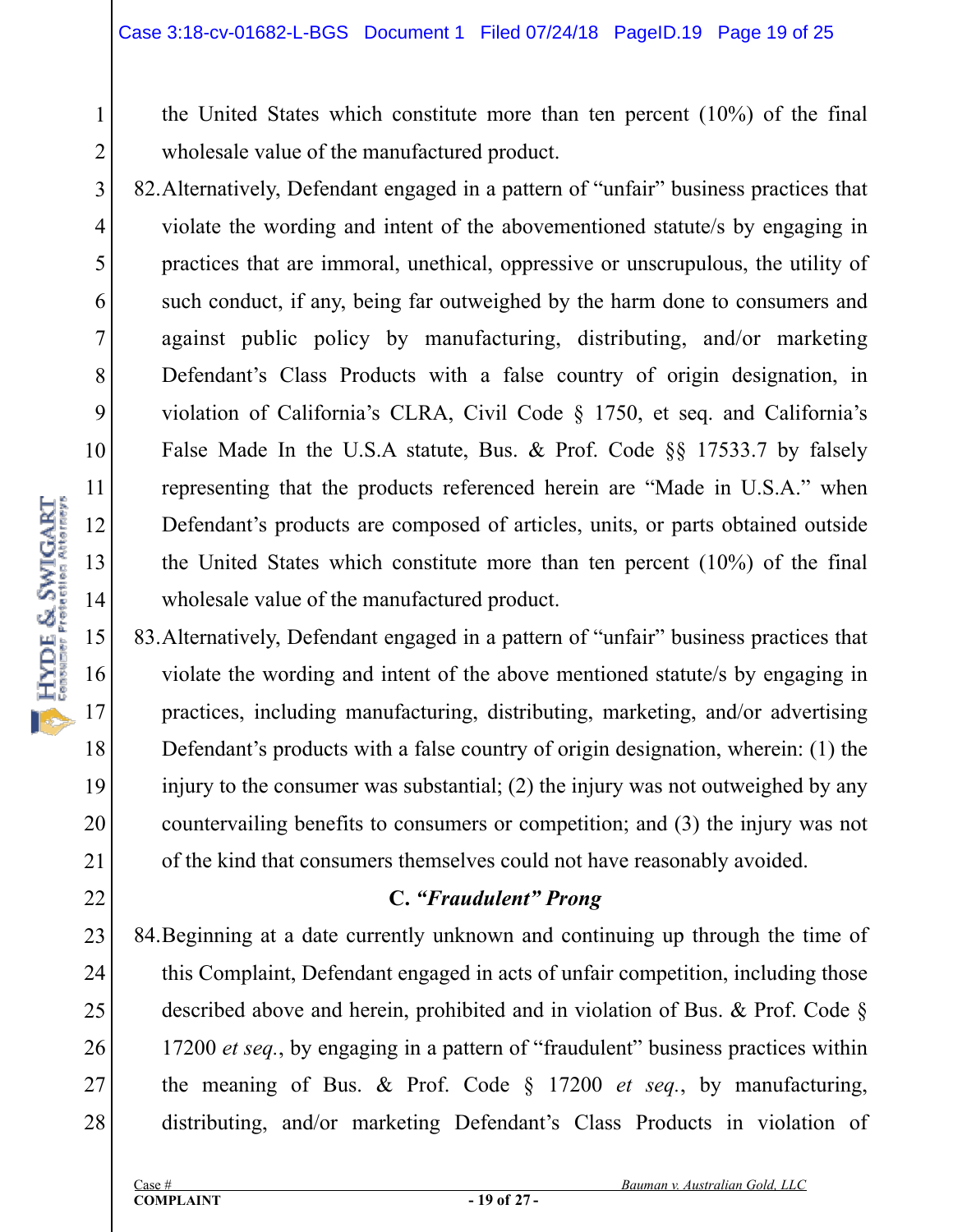the United States which constitute more than ten percent (10%) of the final wholesale value of the manufactured product.

82. Alternatively, Defendant engaged in a pattern of "unfair" business practices that violate the wording and intent of the abovementioned statute/s by engaging in practices that are immoral, unethical, oppressive or unscrupulous, the utility of such conduct, if any, being far outweighed by the harm done to consumers and against public policy by manufacturing, distributing, and/or marketing Defendant's Class Products with a false country of origin designation, in violation of California's CLRA, Civil Code § 1750, et seq. and California's False Made In the U.S.A statute, Bus. & Prof. Code §§ 17533.7 by falsely representing that the products referenced herein are "Made in U.S.A." when Defendant's products are composed of articles, units, or parts obtained outside the United States which constitute more than ten percent (10%) of the final wholesale value of the manufactured product.

83. Alternatively, Defendant engaged in a pattern of "unfair" business practices that violate the wording and intent of the above mentioned statute/s by engaging in practices, including manufacturing, distributing, marketing, and/or advertising Defendant's products with a false country of origin designation, wherein: (1) the injury to the consumer was substantial; (2) the injury was not outweighed by any countervailing benefits to consumers or competition; and (3) the injury was not of the kind that consumers themselves could not have reasonably avoided.

### C. *"Fraudulent" Prong*

84. Beginning at a date currently unknown and continuing up through the time of this Complaint, Defendant engaged in acts of unfair competition, including those described above and herein, prohibited and in violation of Bus. & Prof. Code § 17200 *et seq.*, by engaging in a pattern of "fraudulent" business practices within the meaning of Bus. & Prof. Code § 17200 *et seq.*, by manufacturing, distributing, and/or marketing Defendant's Class Products in violation of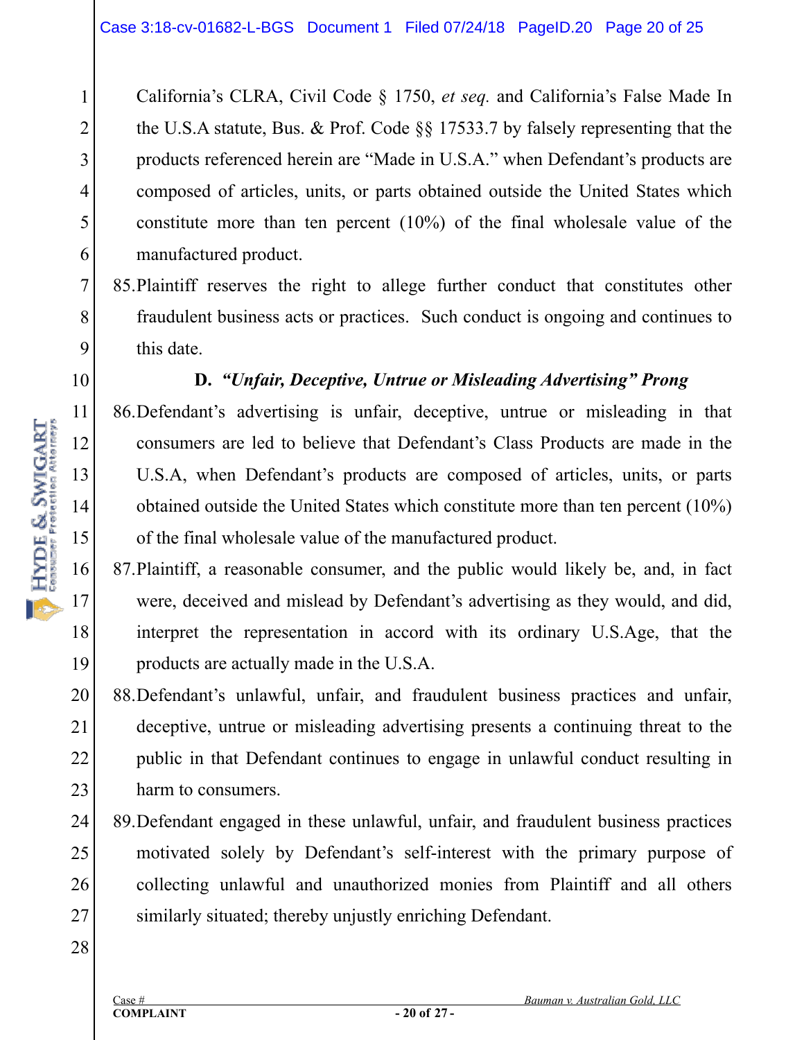California's CLRA, Civil Code § 1750, *et seq.* and California's False Made In the U.S.A statute, Bus. & Prof. Code §§ 17533.7 by falsely representing that the products referenced herein are "Made in U.S.A." when Defendant's products are composed of articles, units, or parts obtained outside the United States which constitute more than ten percent (10%) of the final wholesale value of the manufactured product.

85. Plaintiff reserves the right to allege further conduct that constitutes other fraudulent business acts or practices. Such conduct is ongoing and continues to this date.

### D. *"Unfair, Deceptive, Untrue or Misleading Advertising" Prong*

86. Defendant's advertising is unfair, deceptive, untrue or misleading in that consumers are led to believe that Defendant's Class Products are made in the U.S.A, when Defendant's products are composed of articles, units, or parts obtained outside the United States which constitute more than ten percent (10%) of the final wholesale value of the manufactured product.

87. Plaintiff, a reasonable consumer, and the public would likely be, and, in fact were, deceived and mislead by Defendant's advertising as they would, and did, interpret the representation in accord with its ordinary U.S.Age, that the products are actually made in the U.S.A.

88. Defendant's unlawful, unfair, and fraudulent business practices and unfair, deceptive, untrue or misleading advertising presents a continuing threat to the public in that Defendant continues to engage in unlawful conduct resulting in harm to consumers.

89. Defendant engaged in these unlawful, unfair, and fraudulent business practices motivated solely by Defendant's self-interest with the primary purpose of collecting unlawful and unauthorized monies from Plaintiff and all others similarly situated; thereby unjustly enriching Defendant.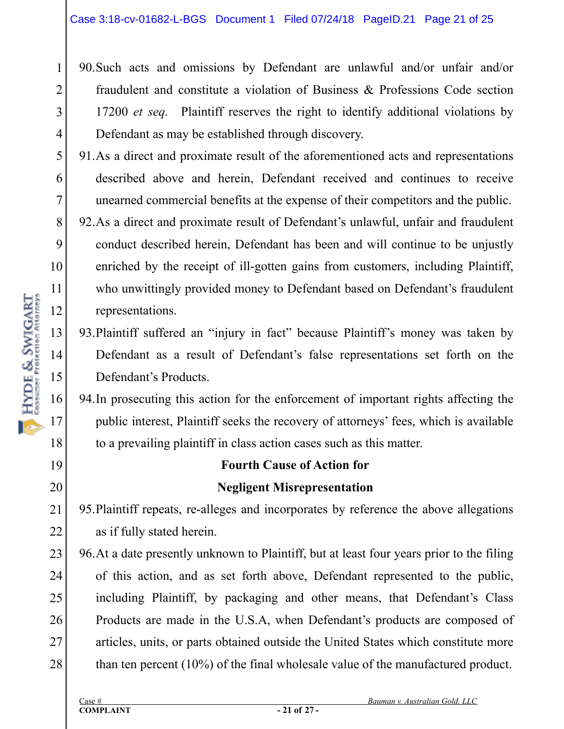90. Such acts and omissions by Defendant are unlawful and/or unfair and/or fraudulent and constitute a violation of Business & Professions Code section 17200 *et seq.* Plaintiff reserves the right to identify additional violations by Defendant as may be established through discovery.

91. As a direct and proximate result of the aforementioned acts and representations described above and herein, Defendant received and continues to receive unearned commercial benefits at the expense of their competitors and the public.

92. As a direct and proximate result of Defendant's unlawful, unfair and fraudulent conduct described herein, Defendant has been and will continue to be unjustly enriched by the receipt of ill-gotten gains from customers, including Plaintiff, who unwittingly provided money to Defendant based on Defendant's fraudulent representations.

93. Plaintiff suffered an "injury in fact" because Plaintiff's money was taken by Defendant as a result of Defendant's false representations set forth on the Defendant's Products.

94. In prosecuting this action for the enforcement of important rights affecting the public interest, Plaintiff seeks the recovery of attorneys' fees, which is available to a prevailing plaintiff in class action cases such as this matter.

**Fourth Cause of Action for**

**Negligent Misrepresentation**

95. Plaintiff repeats, re-alleges and incorporates by reference the above allegations as if fully stated herein.

96. At a date presently unknown to Plaintiff, but at least four years prior to the filing of this action, and as set forth above, Defendant represented to the public, including Plaintiff, by packaging and other means, that Defendant's Class Products are made in the U.S.A, when Defendant's products are composed of articles, units, or parts obtained outside the United States which constitute more than ten percent (10%) of the final wholesale value of the manufactured product.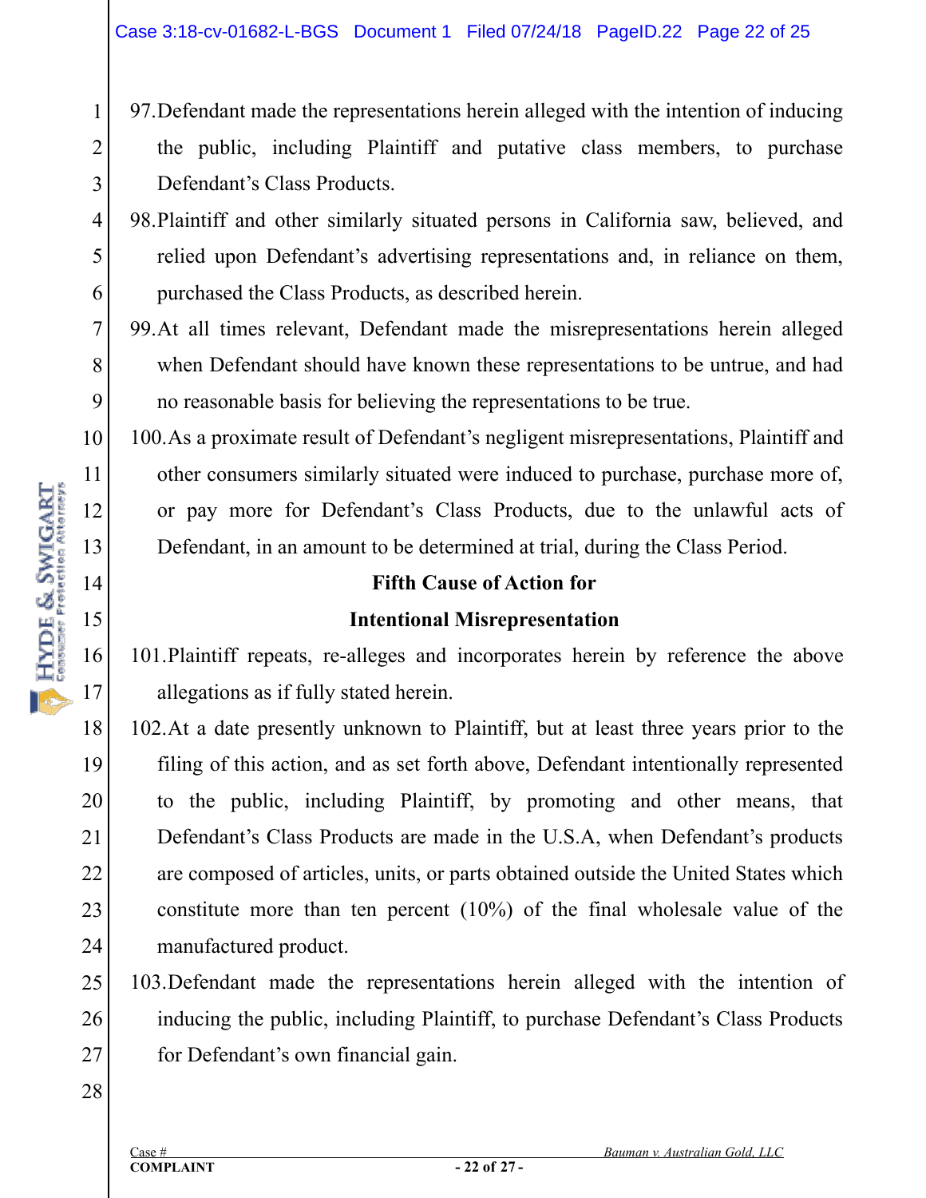97. Defendant made the representations herein alleged with the intention of inducing the public, including Plaintiff and putative class members, to purchase Defendant's Class Products.

98. Plaintiff and other similarly situated persons in California saw, believed, and relied upon Defendant's advertising representations and, in reliance on them, purchased the Class Products, as described herein.

99. At all times relevant, Defendant made the misrepresentations herein alleged when Defendant should have known these representations to be untrue, and had no reasonable basis for believing the representations to be true.

100. As a proximate result of Defendant's negligent misrepresentations, Plaintiff and other consumers similarly situated were induced to purchase, purchase more of, or pay more for Defendant's Class Products, due to the unlawful acts of Defendant, in an amount to be determined at trial, during the Class Period.

**Fifth Cause of Action for**

**Intentional Misrepresentation**

101. Plaintiff repeats, re-alleges and incorporates herein by reference the above allegations as if fully stated herein.

102. At a date presently unknown to Plaintiff, but at least three years prior to the filing of this action, and as set forth above, Defendant intentionally represented to the public, including Plaintiff, by promoting and other means, that Defendant's Class Products are made in the U.S.A, when Defendant's products are composed of articles, units, or parts obtained outside the United States which constitute more than ten percent (10%) of the final wholesale value of the manufactured product.

103. Defendant made the representations herein alleged with the intention of inducing the public, including Plaintiff, to purchase Defendant's Class Products for Defendant's own financial gain.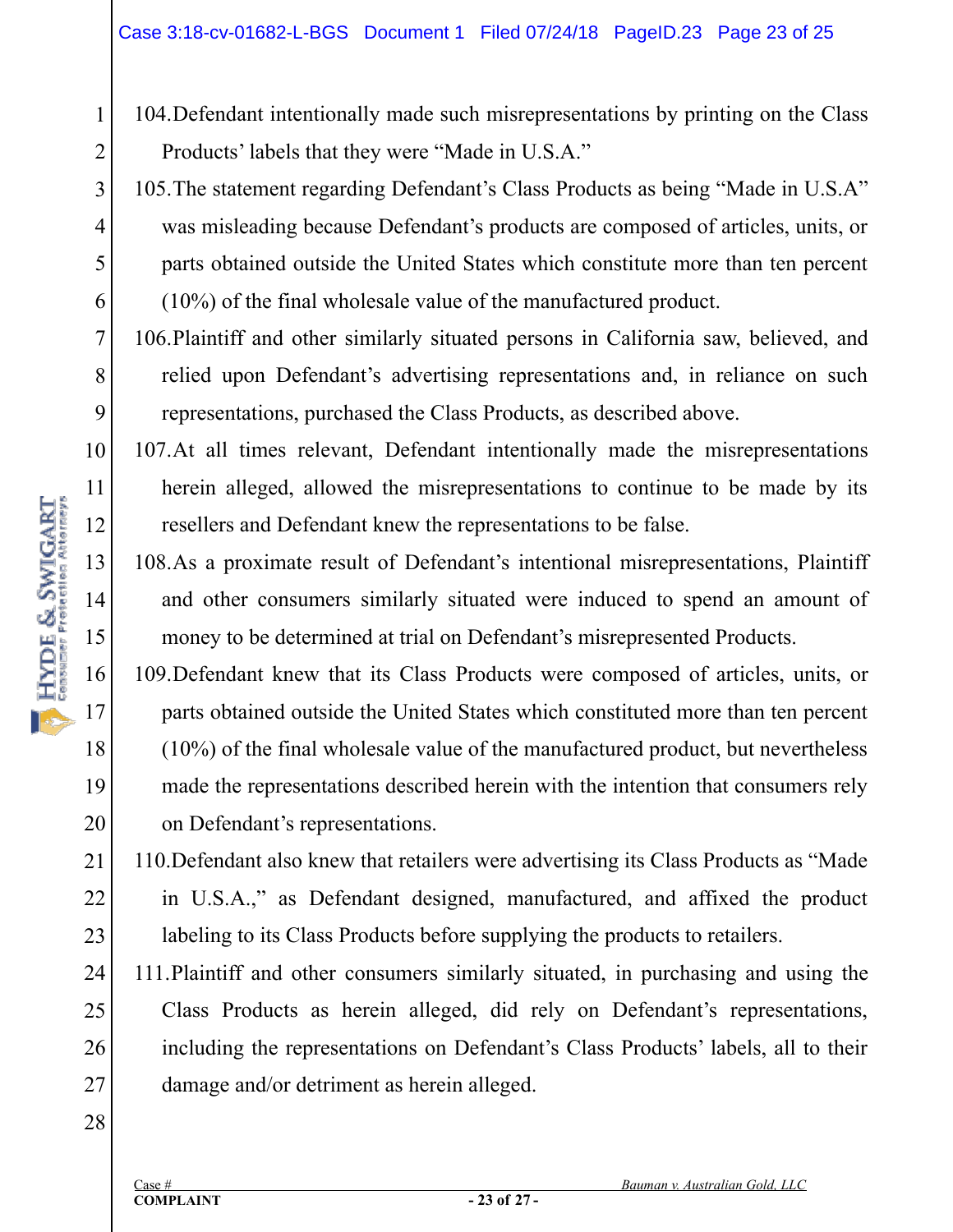104. Defendant intentionally made such misrepresentations by printing on the Class Products' labels that they were "Made in U.S.A."

105. The statement regarding Defendant's Class Products as being "Made in U.S.A" was misleading because Defendant's products are composed of articles, units, or parts obtained outside the United States which constitute more than ten percent (10%) of the final wholesale value of the manufactured product.

106. Plaintiff and other similarly situated persons in California saw, believed, and relied upon Defendant's advertising representations and, in reliance on such representations, purchased the Class Products, as described above.

107. At all times relevant, Defendant intentionally made the misrepresentations herein alleged, allowed the misrepresentations to continue to be made by its resellers and Defendant knew the representations to be false.

108. As a proximate result of Defendant's intentional misrepresentations, Plaintiff and other consumers similarly situated were induced to spend an amount of money to be determined at trial on Defendant's misrepresented Products.

109. Defendant knew that its Class Products were composed of articles, units, or parts obtained outside the United States which constituted more than ten percent (10%) of the final wholesale value of the manufactured product, but nevertheless made the representations described herein with the intention that consumers rely on Defendant's representations.

110. Defendant also knew that retailers were advertising its Class Products as "Made in U.S.A.," as Defendant designed, manufactured, and affixed the product labeling to its Class Products before supplying the products to retailers.

111. Plaintiff and other consumers similarly situated, in purchasing and using the Class Products as herein alleged, did rely on Defendant's representations, including the representations on Defendant's Class Products' labels, all to their damage and/or detriment as herein alleged.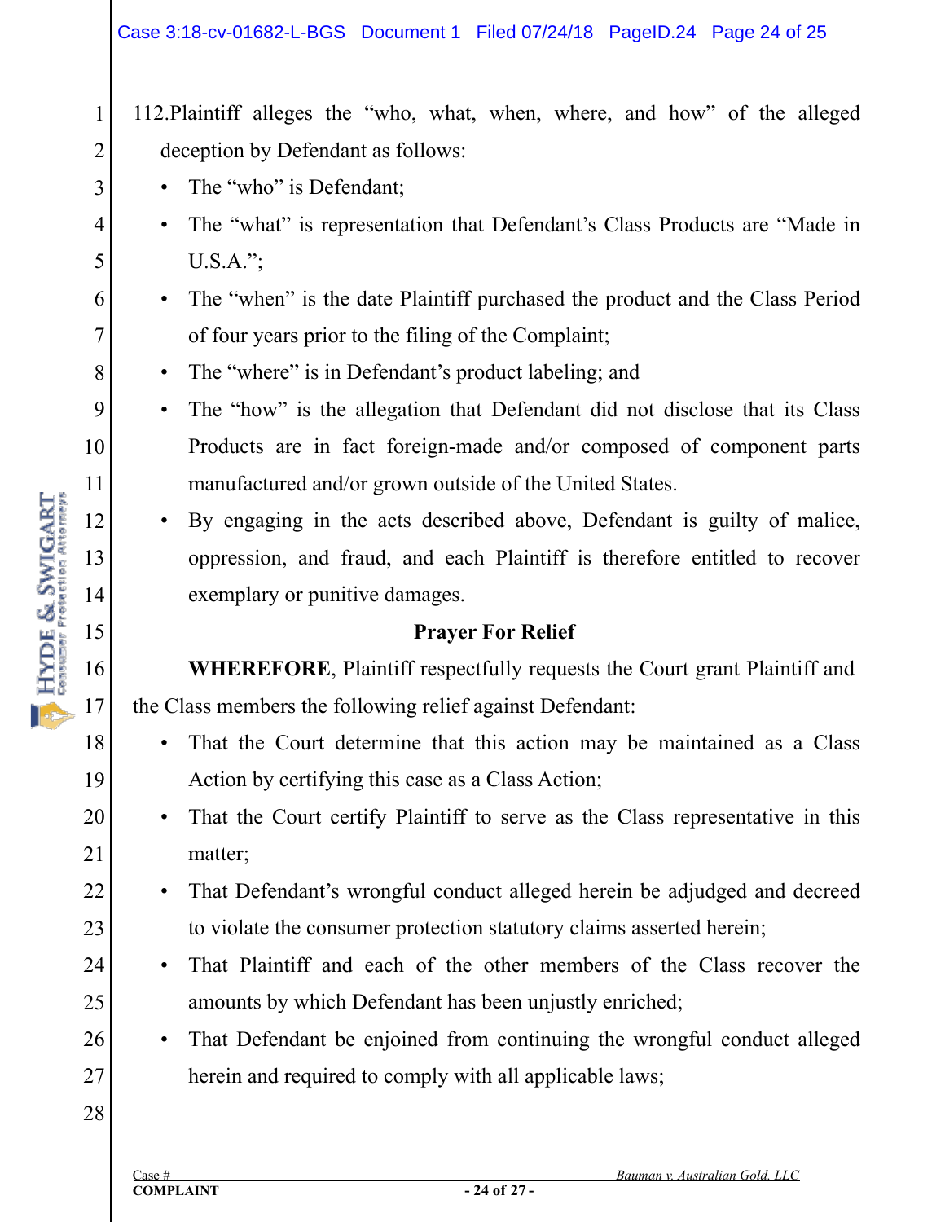112. Plaintiff alleges the "who, what, when, where, and how" of the alleged deception by Defendant as follows:

- The "who" is Defendant;
- The "what" is representation that Defendant's Class Products are "Made in U.S.A.";
- The "when" is the date Plaintiff purchased the product and the Class Period of four years prior to the filing of the Complaint;
- The "where" is in Defendant's product labeling; and
- The "how" is the allegation that Defendant did not disclose that its Class Products are in fact foreign-made and/or composed of component parts manufactured and/or grown outside of the United States.
- By engaging in the acts described above, Defendant is guilty of malice, oppression, and fraud, and each Plaintiff is therefore entitled to recover exemplary or punitive damages.

**Prayer For Relief**

**WHEREFORE**, Plaintiff respectfully requests the Court grant Plaintiff and the Class members the following relief against Defendant:

- That the Court determine that this action may be maintained as a Class Action by certifying this case as a Class Action;
- That the Court certify Plaintiff to serve as the Class representative in this matter;
- That Defendant's wrongful conduct alleged herein be adjudged and decreed to violate the consumer protection statutory claims asserted herein;
- That Plaintiff and each of the other members of the Class recover the amounts by which Defendant has been unjustly enriched;
- That Defendant be enjoined from continuing the wrongful conduct alleged herein and required to comply with all applicable laws;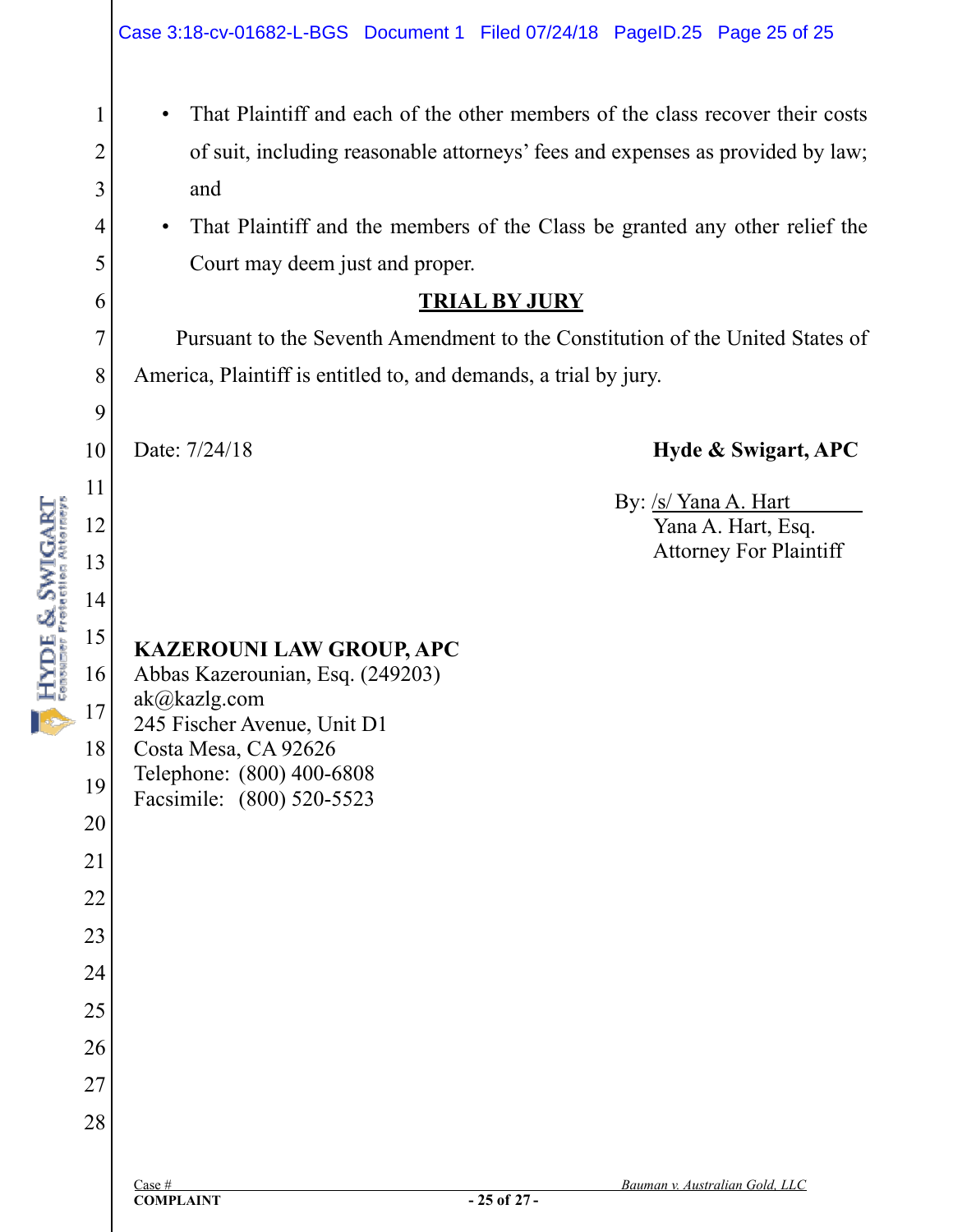- That Plaintiff and each of the other members of the class recover their costs of suit, including reasonable attorneys' fees and expenses as provided by law; and
- That Plaintiff and the members of the Class be granted any other relief the Court may deem just and proper.

## TRIAL BY JURY

Pursuant to the Seventh Amendment to the Constitution of the United States of America, Plaintiff is entitled to, and demands, a trial by jury.

Date: 7/24/18

**Hyde & Swigart, APC**

By: /s/ Yana A. Hart
Yana A. Hart, Esq.
Attorney For Plaintiff

**KAZEROUNI LAW GROUP, APC**
Abbas Kazerounian, Esq. (249203)
ak@kazlg.com
245 Fischer Avenue, Unit D1
Costa Mesa, CA 92626
Telephone: (800) 400-6808
Facsimile: (800) 520-5523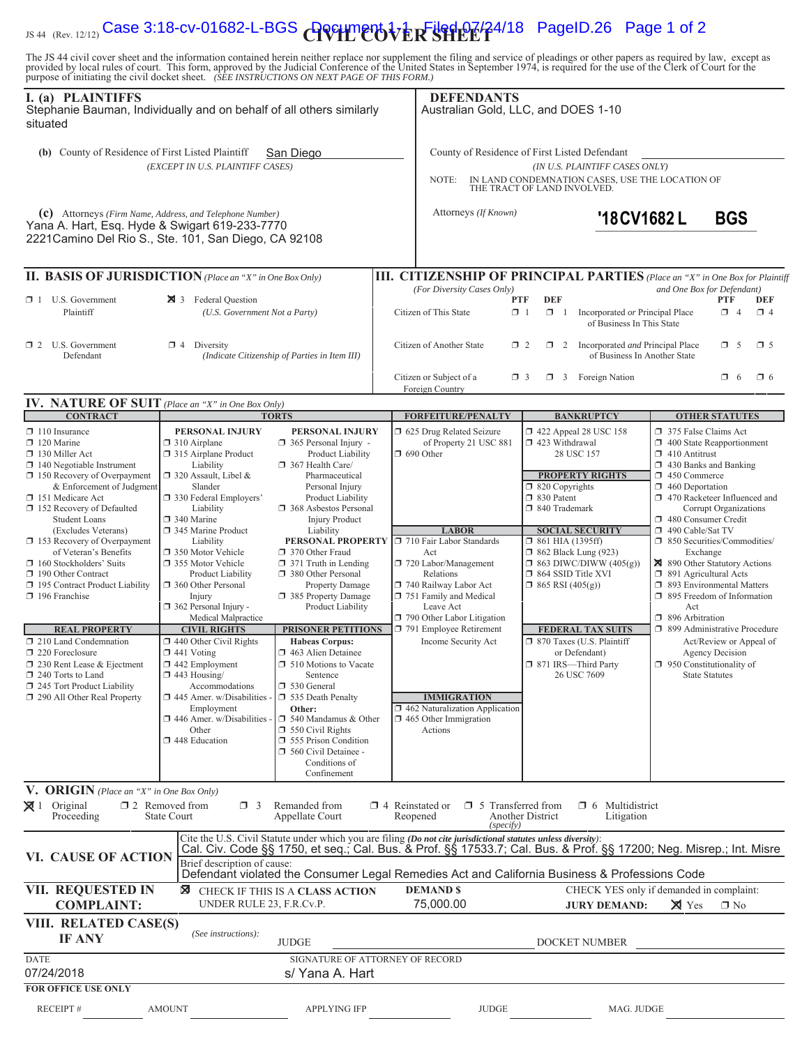JS 44 (Rev. 12/12)

# CIVIL COVER SHEET

The JS 44 civil cover sheet and the information contained herein neither replace nor supplement the filing and service of pleadings or other papers as required by law, except as provided by local rules of court. This form, approved by the Judicial Conference of the United States in September 1974, is required for the use of the Clerk of Court for the purpose of initiating the civil docket sheet. *(SEE INSTRUCTIONS ON NEXT PAGE OF THIS FORM.)*

## I. (a) PLAINTIFFS

Stephanie Bauman, Individually and on behalf of all others similarly situated

**(b)** County of Residence of First Listed Plaintiff: San Diego
*(EXCEPT IN U.S. PLAINTIFF CASES)*

**(c)** Attorneys *(Firm Name, Address, and Telephone Number)*
Yana A. Hart, Esq. Hyde & Swigart 619-233-7770
2221Camino Del Rio S., Ste. 101, San Diego, CA 92108

## DEFENDANTS

Australian Gold, LLC, and DOES 1-10

County of Residence of First Listed Defendant: 
*(IN U.S. PLAINTIFF CASES ONLY)*

NOTE: IN LAND CONDEMNATION CASES, USE THE LOCATION OF THE TRACT OF LAND INVOLVED.

Attorneys *(If Known)*

**'18CV1682 L BGS**

## II. BASIS OF JURISDICTION *(Place an "X" in One Box Only)*

- ☐ 1 U.S. Government Plaintiff
- ☒ 3 Federal Question (U.S. Government Not a Party)
- ☐ 2 U.S. Government Defendant
- ☐ 4 Diversity (Indicate Citizenship of Parties in Item III)

## III. CITIZENSHIP OF PRINCIPAL PARTIES *(Place an "X" in One Box for Plaintiff and One Box for Defendant)* (For Diversity Cases Only)

| | PTF | DEF | | PTF | DEF |
|---|---|---|---|---|---|
| Citizen of This State | ☐ 1 | ☐ 1 | Incorporated *or* Principal Place of Business In This State | ☐ 4 | ☐ 4 |
| Citizen of Another State | ☐ 2 | ☐ 2 | Incorporated *and* Principal Place of Business In Another State | ☐ 5 | ☐ 5 |
| Citizen or Subject of a Foreign Country | ☐ 3 | ☐ 3 | Foreign Nation | ☐ 6 | ☐ 6 |

## IV. NATURE OF SUIT *(Place an "X" in One Box Only)*

**CONTRACT:** ☐ 110 Insurance; ☐ 120 Marine; ☐ 130 Miller Act; ☐ 140 Negotiable Instrument; ☐ 150 Recovery of Overpayment & Enforcement of Judgment; ☐ 151 Medicare Act; ☐ 152 Recovery of Defaulted Student Loans (Excludes Veterans); ☐ 153 Recovery of Overpayment of Veteran's Benefits; ☐ 160 Stockholders' Suits; ☐ 190 Other Contract; ☐ 195 Contract Product Liability; ☐ 196 Franchise

**REAL PROPERTY:** ☐ 210 Land Condemnation; ☐ 220 Foreclosure; ☐ 230 Rent Lease & Ejectment; ☐ 240 Torts to Land; ☐ 245 Tort Product Liability; ☐ 290 All Other Real Property

**TORTS — PERSONAL INJURY:** ☐ 310 Airplane; ☐ 315 Airplane Product Liability; ☐ 320 Assault, Libel & Slander; ☐ 330 Federal Employers' Liability; ☐ 340 Marine; ☐ 345 Marine Product Liability; ☐ 350 Motor Vehicle; ☐ 355 Motor Vehicle Product Liability; ☐ 360 Other Personal Injury; ☐ 362 Personal Injury - Medical Malpractice

**TORTS — PERSONAL INJURY:** ☐ 365 Personal Injury - Product Liability; ☐ 367 Health Care/ Pharmaceutical Personal Injury Product Liability; ☐ 368 Asbestos Personal Injury Product Liability

**PERSONAL PROPERTY:** ☐ 370 Other Fraud; ☐ 371 Truth in Lending; ☐ 380 Other Personal Property Damage; ☐ 385 Property Damage Product Liability

**CIVIL RIGHTS:** ☐ 440 Other Civil Rights; ☐ 441 Voting; ☐ 442 Employment; ☐ 443 Housing/ Accommodations; ☐ 445 Amer. w/Disabilities - Employment; ☐ 446 Amer. w/Disabilities - Other; ☐ 448 Education

**PRISONER PETITIONS — Habeas Corpus:** ☐ 463 Alien Detainee; ☐ 510 Motions to Vacate Sentence; ☐ 530 General; ☐ 535 Death Penalty; **Other:** ☐ 540 Mandamus & Other; ☐ 550 Civil Rights; ☐ 555 Prison Condition; ☐ 560 Civil Detainee - Conditions of Confinement

**FORFEITURE/PENALTY:** ☐ 625 Drug Related Seizure of Property 21 USC 881; ☐ 690 Other

**LABOR:** ☐ 710 Fair Labor Standards Act; ☐ 720 Labor/Management Relations; ☐ 740 Railway Labor Act; ☐ 751 Family and Medical Leave Act; ☐ 790 Other Labor Litigation; ☐ 791 Employee Retirement Income Security Act

**IMMIGRATION:** ☐ 462 Naturalization Application; ☐ 465 Other Immigration Actions

**BANKRUPTCY:** ☐ 422 Appeal 28 USC 158; ☐ 423 Withdrawal 28 USC 157

**PROPERTY RIGHTS:** ☐ 820 Copyrights; ☐ 830 Patent; ☐ 840 Trademark

**SOCIAL SECURITY:** ☐ 861 HIA (1395ff); ☐ 862 Black Lung (923); ☐ 863 DIWC/DIWW (405(g)); ☐ 864 SSID Title XVI; ☐ 865 RSI (405(g))

**FEDERAL TAX SUITS:** ☐ 870 Taxes (U.S. Plaintiff or Defendant); ☐ 871 IRS—Third Party 26 USC 7609

**OTHER STATUTES:** ☐ 375 False Claims Act; ☐ 400 State Reapportionment; ☐ 410 Antitrust; ☐ 430 Banks and Banking; ☐ 450 Commerce; ☐ 460 Deportation; ☐ 470 Racketeer Influenced and Corrupt Organizations; ☐ 480 Consumer Credit; ☐ 490 Cable/Sat TV; ☐ 850 Securities/Commodities/ Exchange; ☒ 890 Other Statutory Actions; ☐ 891 Agricultural Acts; ☐ 893 Environmental Matters; ☐ 895 Freedom of Information Act; ☐ 896 Arbitration; ☐ 899 Administrative Procedure Act/Review or Appeal of Agency Decision; ☐ 950 Constitutionality of State Statutes

## V. ORIGIN *(Place an "X" in One Box Only)*

☒ 1 Original Proceeding ☐ 2 Removed from State Court ☐ 3 Remanded from Appellate Court ☐ 4 Reinstated or Reopened ☐ 5 Transferred from Another District *(specify)* ☐ 6 Multidistrict Litigation

## VI. CAUSE OF ACTION

Cite the U.S. Civil Statute under which you are filing *(Do not cite jurisdictional statutes unless diversity)*:
Cal. Civ. Code §§ 1750, et seq.; Cal. Bus. & Prof. §§ 17533.7; Cal. Bus. & Prof. §§ 17200; Neg. Misrep.; Int. Misre

Brief description of cause:
Defendant violated the Consumer Legal Remedies Act and California Business & Professions Code

## VII. REQUESTED IN COMPLAINT:

☒ CHECK IF THIS IS A **CLASS ACTION** UNDER RULE 23, F.R.Cv.P.

**DEMAND $** 75,000.00

CHECK YES only if demanded in complaint: **JURY DEMAND:** ☒ Yes ☐ No

## VIII. RELATED CASE(S) IF ANY

*(See instructions)*: JUDGE ____ DOCKET NUMBER ____

DATE: 07/24/2018

SIGNATURE OF ATTORNEY OF RECORD: s/ Yana A. Hart

**FOR OFFICE USE ONLY**

RECEIPT # ____ AMOUNT ____ APPLYING IFP ____ JUDGE ____ MAG. JUDGE ____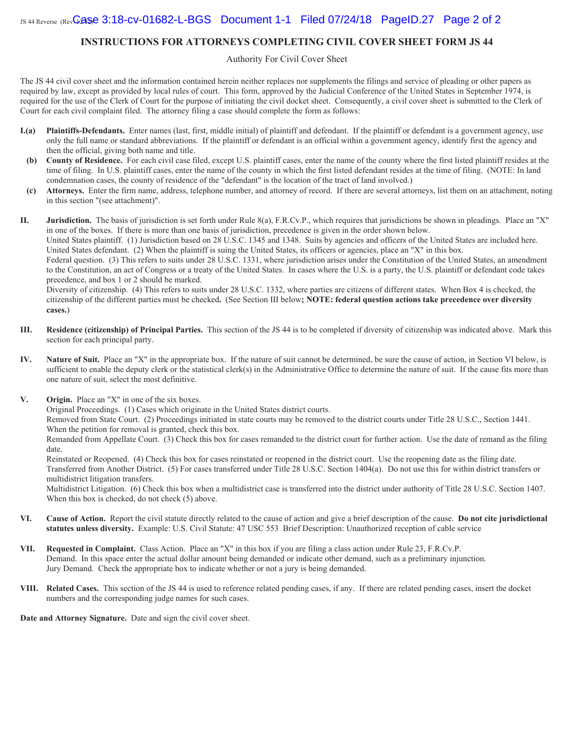# INSTRUCTIONS FOR ATTORNEYS COMPLETING CIVIL COVER SHEET FORM JS 44

Authority For Civil Cover Sheet

The JS 44 civil cover sheet and the information contained herein neither replaces nor supplements the filings and service of pleading or other papers as required by law, except as provided by local rules of court. This form, approved by the Judicial Conference of the United States in September 1974, is required for the use of the Clerk of Court for the purpose of initiating the civil docket sheet. Consequently, a civil cover sheet is submitted to the Clerk of Court for each civil complaint filed. The attorney filing a case should complete the form as follows:

**I.(a)** **Plaintiffs-Defendants.** Enter names (last, first, middle initial) of plaintiff and defendant. If the plaintiff or defendant is a government agency, use only the full name or standard abbreviations. If the plaintiff or defendant is an official within a government agency, identify first the agency and then the official, giving both name and title.

**(b)** **County of Residence.** For each civil case filed, except U.S. plaintiff cases, enter the name of the county where the first listed plaintiff resides at the time of filing. In U.S. plaintiff cases, enter the name of the county in which the first listed defendant resides at the time of filing. (NOTE: In land condemnation cases, the county of residence of the "defendant" is the location of the tract of land involved.)

**(c)** **Attorneys.** Enter the firm name, address, telephone number, and attorney of record. If there are several attorneys, list them on an attachment, noting in this section "(see attachment)".

**II.** **Jurisdiction.** The basis of jurisdiction is set forth under Rule 8(a), F.R.Cv.P., which requires that jurisdictions be shown in pleadings. Place an "X" in one of the boxes. If there is more than one basis of jurisdiction, precedence is given in the order shown below.
United States plaintiff. (1) Jurisdiction based on 28 U.S.C. 1345 and 1348. Suits by agencies and officers of the United States are included here.
United States defendant. (2) When the plaintiff is suing the United States, its officers or agencies, place an "X" in this box.
Federal question. (3) This refers to suits under 28 U.S.C. 1331, where jurisdiction arises under the Constitution of the United States, an amendment to the Constitution, an act of Congress or a treaty of the United States. In cases where the U.S. is a party, the U.S. plaintiff or defendant code takes precedence, and box 1 or 2 should be marked.
Diversity of citizenship. (4) This refers to suits under 28 U.S.C. 1332, where parties are citizens of different states. When Box 4 is checked, the citizenship of the different parties must be checked**.** (See Section III below**; NOTE: federal question actions take precedence over diversity cases.**)

**III.** **Residence (citizenship) of Principal Parties.** This section of the JS 44 is to be completed if diversity of citizenship was indicated above. Mark this section for each principal party.

**IV.** **Nature of Suit.** Place an "X" in the appropriate box. If the nature of suit cannot be determined, be sure the cause of action, in Section VI below, is sufficient to enable the deputy clerk or the statistical clerk(s) in the Administrative Office to determine the nature of suit. If the cause fits more than one nature of suit, select the most definitive.

**V.** **Origin.** Place an "X" in one of the six boxes.
Original Proceedings. (1) Cases which originate in the United States district courts.
Removed from State Court. (2) Proceedings initiated in state courts may be removed to the district courts under Title 28 U.S.C., Section 1441. When the petition for removal is granted, check this box.
Remanded from Appellate Court. (3) Check this box for cases remanded to the district court for further action. Use the date of remand as the filing date.
Reinstated or Reopened. (4) Check this box for cases reinstated or reopened in the district court. Use the reopening date as the filing date.
Transferred from Another District. (5) For cases transferred under Title 28 U.S.C. Section 1404(a). Do not use this for within district transfers or multidistrict litigation transfers.
Multidistrict Litigation. (6) Check this box when a multidistrict case is transferred into the district under authority of Title 28 U.S.C. Section 1407. When this box is checked, do not check (5) above.

**VI.** **Cause of Action.** Report the civil statute directly related to the cause of action and give a brief description of the cause. **Do not cite jurisdictional statutes unless diversity.** Example: U.S. Civil Statute: 47 USC 553 Brief Description: Unauthorized reception of cable service

**VII.** **Requested in Complaint.** Class Action. Place an "X" in this box if you are filing a class action under Rule 23, F.R.Cv.P.
Demand. In this space enter the actual dollar amount being demanded or indicate other demand, such as a preliminary injunction.
Jury Demand. Check the appropriate box to indicate whether or not a jury is being demanded.

**VIII.** **Related Cases.** This section of the JS 44 is used to reference related pending cases, if any. If there are related pending cases, insert the docket numbers and the corresponding judge names for such cases.

**Date and Attorney Signature.** Date and sign the civil cover sheet.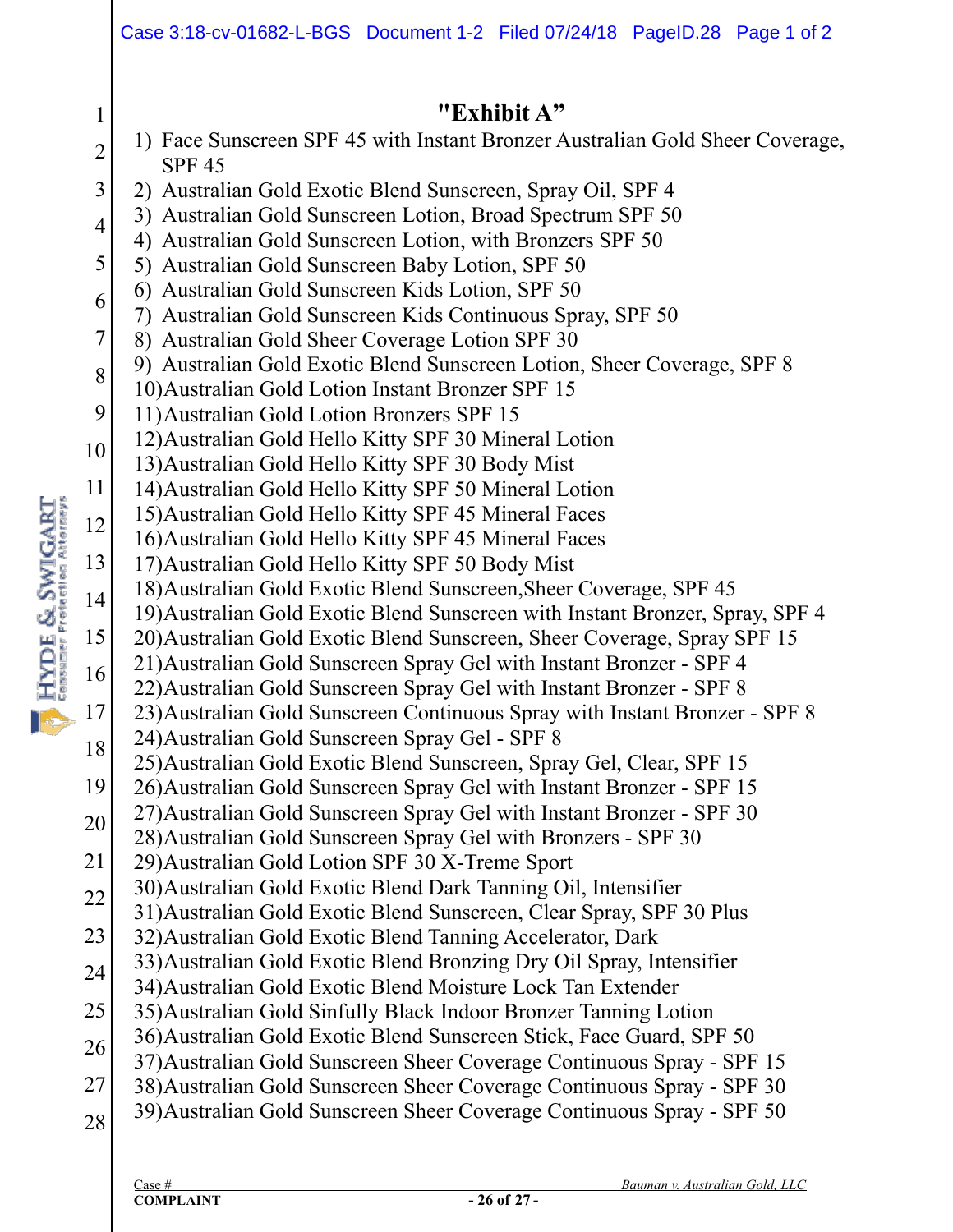# "Exhibit A"

1) Face Sunscreen SPF 45 with Instant Bronzer Australian Gold Sheer Coverage, SPF 45
2) Australian Gold Exotic Blend Sunscreen, Spray Oil, SPF 4
3) Australian Gold Sunscreen Lotion, Broad Spectrum SPF 50
4) Australian Gold Sunscreen Lotion, with Bronzers SPF 50
5) Australian Gold Sunscreen Baby Lotion, SPF 50
6) Australian Gold Sunscreen Kids Lotion, SPF 50
7) Australian Gold Sunscreen Kids Continuous Spray, SPF 50
8) Australian Gold Sheer Coverage Lotion SPF 30
9) Australian Gold Exotic Blend Sunscreen Lotion, Sheer Coverage, SPF 8
10) Australian Gold Lotion Instant Bronzer SPF 15
11) Australian Gold Lotion Bronzers SPF 15
12) Australian Gold Hello Kitty SPF 30 Mineral Lotion
13) Australian Gold Hello Kitty SPF 30 Body Mist
14) Australian Gold Hello Kitty SPF 50 Mineral Lotion
15) Australian Gold Hello Kitty SPF 45 Mineral Faces
16) Australian Gold Hello Kitty SPF 45 Mineral Faces
17) Australian Gold Hello Kitty SPF 50 Body Mist
18) Australian Gold Exotic Blend Sunscreen,Sheer Coverage, SPF 45
19) Australian Gold Exotic Blend Sunscreen with Instant Bronzer, Spray, SPF 4
20) Australian Gold Exotic Blend Sunscreen, Sheer Coverage, Spray SPF 15
21) Australian Gold Sunscreen Spray Gel with Instant Bronzer - SPF 4
22) Australian Gold Sunscreen Spray Gel with Instant Bronzer - SPF 8
23) Australian Gold Sunscreen Continuous Spray with Instant Bronzer - SPF 8
24) Australian Gold Sunscreen Spray Gel - SPF 8
25) Australian Gold Exotic Blend Sunscreen, Spray Gel, Clear, SPF 15
26) Australian Gold Sunscreen Spray Gel with Instant Bronzer - SPF 15
27) Australian Gold Sunscreen Spray Gel with Instant Bronzer - SPF 30
28) Australian Gold Sunscreen Spray Gel with Bronzers - SPF 30
29) Australian Gold Lotion SPF 30 X-Treme Sport
30) Australian Gold Exotic Blend Dark Tanning Oil, Intensifier
31) Australian Gold Exotic Blend Sunscreen, Clear Spray, SPF 30 Plus
32) Australian Gold Exotic Blend Tanning Accelerator, Dark
33) Australian Gold Exotic Blend Bronzing Dry Oil Spray, Intensifier
34) Australian Gold Exotic Blend Moisture Lock Tan Extender
35) Australian Gold Sinfully Black Indoor Bronzer Tanning Lotion
36) Australian Gold Exotic Blend Sunscreen Stick, Face Guard, SPF 50
37) Australian Gold Sunscreen Sheer Coverage Continuous Spray - SPF 15
38) Australian Gold Sunscreen Sheer Coverage Continuous Spray - SPF 30
39) Australian Gold Sunscreen Sheer Coverage Continuous Spray - SPF 50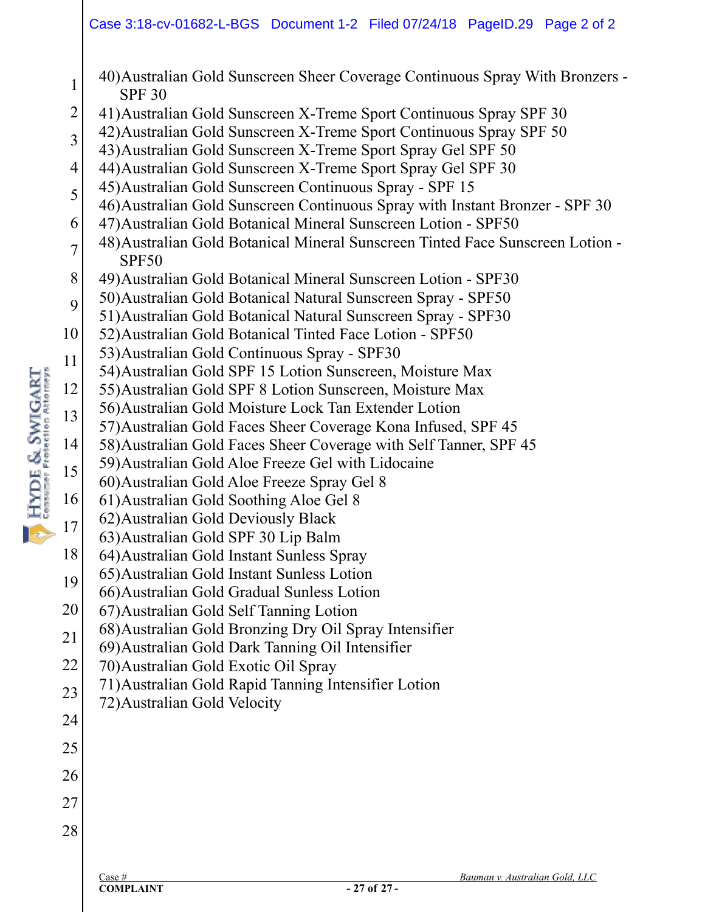40) Australian Gold Sunscreen Sheer Coverage Continuous Spray With Bronzers - SPF 30
41) Australian Gold Sunscreen X-Treme Sport Continuous Spray SPF 30
42) Australian Gold Sunscreen X-Treme Sport Continuous Spray SPF 50
43) Australian Gold Sunscreen X-Treme Sport Spray Gel SPF 50
44) Australian Gold Sunscreen X-Treme Sport Spray Gel SPF 30
45) Australian Gold Sunscreen Continuous Spray - SPF 15
46) Australian Gold Sunscreen Continuous Spray with Instant Bronzer - SPF 30
47) Australian Gold Botanical Mineral Sunscreen Lotion - SPF50
48) Australian Gold Botanical Mineral Sunscreen Tinted Face Sunscreen Lotion - SPF50
49) Australian Gold Botanical Mineral Sunscreen Lotion - SPF30
50) Australian Gold Botanical Natural Sunscreen Spray - SPF50
51) Australian Gold Botanical Natural Sunscreen Spray - SPF30
52) Australian Gold Botanical Tinted Face Lotion - SPF50
53) Australian Gold Continuous Spray - SPF30
54) Australian Gold SPF 15 Lotion Sunscreen, Moisture Max
55) Australian Gold SPF 8 Lotion Sunscreen, Moisture Max
56) Australian Gold Moisture Lock Tan Extender Lotion
57) Australian Gold Faces Sheer Coverage Kona Infused, SPF 45
58) Australian Gold Faces Sheer Coverage with Self Tanner, SPF 45
59) Australian Gold Aloe Freeze Gel with Lidocaine
60) Australian Gold Aloe Freeze Spray Gel 8
61) Australian Gold Soothing Aloe Gel 8
62) Australian Gold Deviously Black
63) Australian Gold SPF 30 Lip Balm
64) Australian Gold Instant Sunless Spray
65) Australian Gold Instant Sunless Lotion
66) Australian Gold Gradual Sunless Lotion
67) Australian Gold Self Tanning Lotion
68) Australian Gold Bronzing Dry Oil Spray Intensifier
69) Australian Gold Dark Tanning Oil Intensifier
70) Australian Gold Exotic Oil Spray
71) Australian Gold Rapid Tanning Intensifier Lotion
72) Australian Gold Velocity